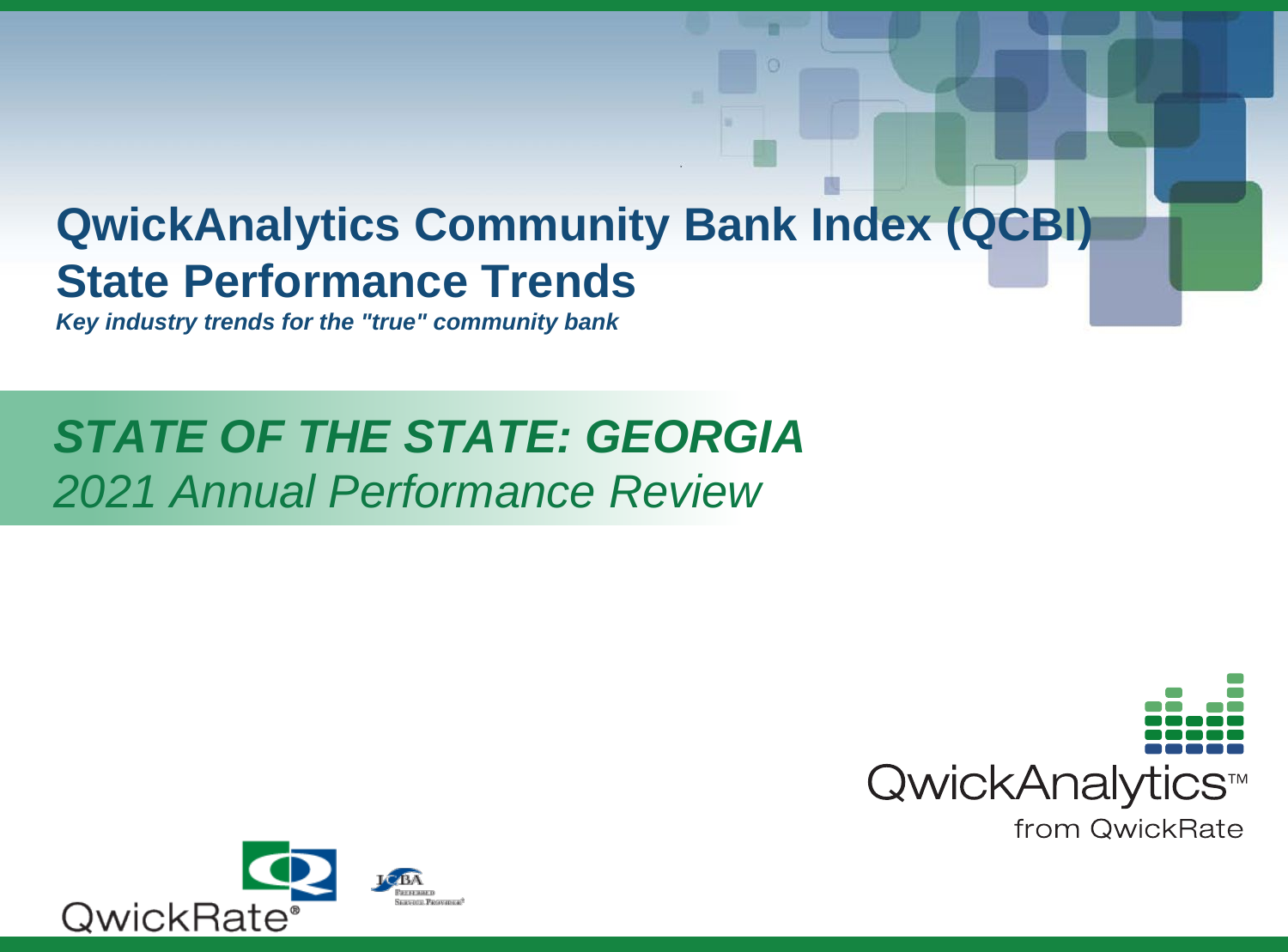# QwickAnalytics Community Bank Index (QCBI) State Performance Trends

***Key industry trends for the "true" community bank***

## *STATE OF THE STATE: GEORGIA*

*2021 Annual Performance Review*

QwickAnalytics™ from QwickRate

QwickRate®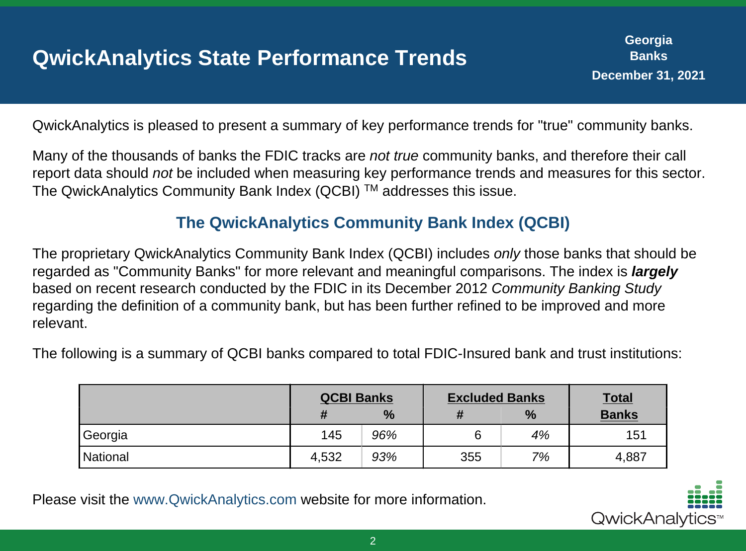# QwickAnalytics State Performance Trends

**Georgia**
**Banks**
**December 31, 2021**

QwickAnalytics is pleased to present a summary of key performance trends for "true" community banks.

Many of the thousands of banks the FDIC tracks are *not true* community banks, and therefore their call report data should *not* be included when measuring key performance trends and measures for this sector. The QwickAnalytics Community Bank Index (QCBI) ™ addresses this issue.

## The QwickAnalytics Community Bank Index (QCBI)

The proprietary QwickAnalytics Community Bank Index (QCBI) includes *only* those banks that should be regarded as "Community Banks" for more relevant and meaningful comparisons. The index is ***largely*** based on recent research conducted by the FDIC in its December 2012 *Community Banking Study* regarding the definition of a community bank, but has been further refined to be improved and more relevant.

The following is a summary of QCBI banks compared to total FDIC-Insured bank and trust institutions:

| | QCBI Banks | | Excluded Banks | | Total |
|---|---|---|---|---|---|
| | # | % | # | % | Banks |
| Georgia | 145 | *96%* | 6 | *4%* | 151 |
| National | 4,532 | *93%* | 355 | *7%* | 4,887 |

Please visit the www.QwickAnalytics.com website for more information.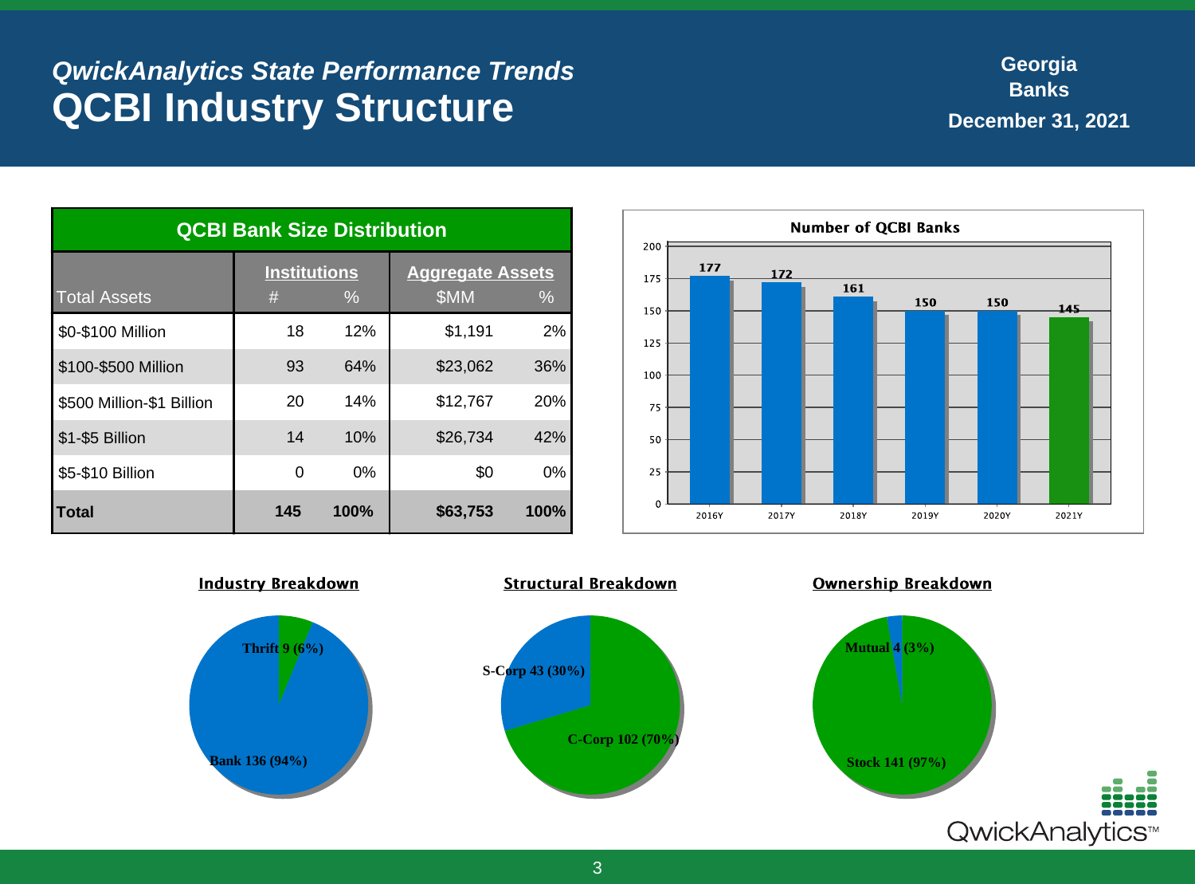*QwickAnalytics State Performance Trends*

# QCBI Industry Structure

**Georgia Banks December 31, 2021**

## QCBI Bank Size Distribution

| Total Assets | Institutions # | Institutions % | Aggregate Assets $MM | Aggregate Assets % |
|---|---|---|---|---|
| $0-$100 Million | 18 | 12% | $1,191 | 2% |
| $100-$500 Million | 93 | 64% | $23,062 | 36% |
| $500 Million-$1 Billion | 20 | 14% | $12,767 | 20% |
| $1-$5 Billion | 14 | 10% | $26,734 | 42% |
| $5-$10 Billion | 0 | 0% | $0 | 0% |
| **Total** | **145** | **100%** | **$63,753** | **100%** |

## Number of QCBI Banks

| Year | Number of Banks |
|---|---|
| 2016Y | 177 |
| 2017Y | 172 |
| 2018Y | 161 |
| 2019Y | 150 |
| 2020Y | 150 |
| 2021Y | 145 |

## Industry Breakdown

- Thrift 9 (6%)
- Bank 136 (94%)

## Structural Breakdown

- S-Corp 43 (30%)
- C-Corp 102 (70%)

## Ownership Breakdown

- Mutual 4 (3%)
- Stock 141 (97%)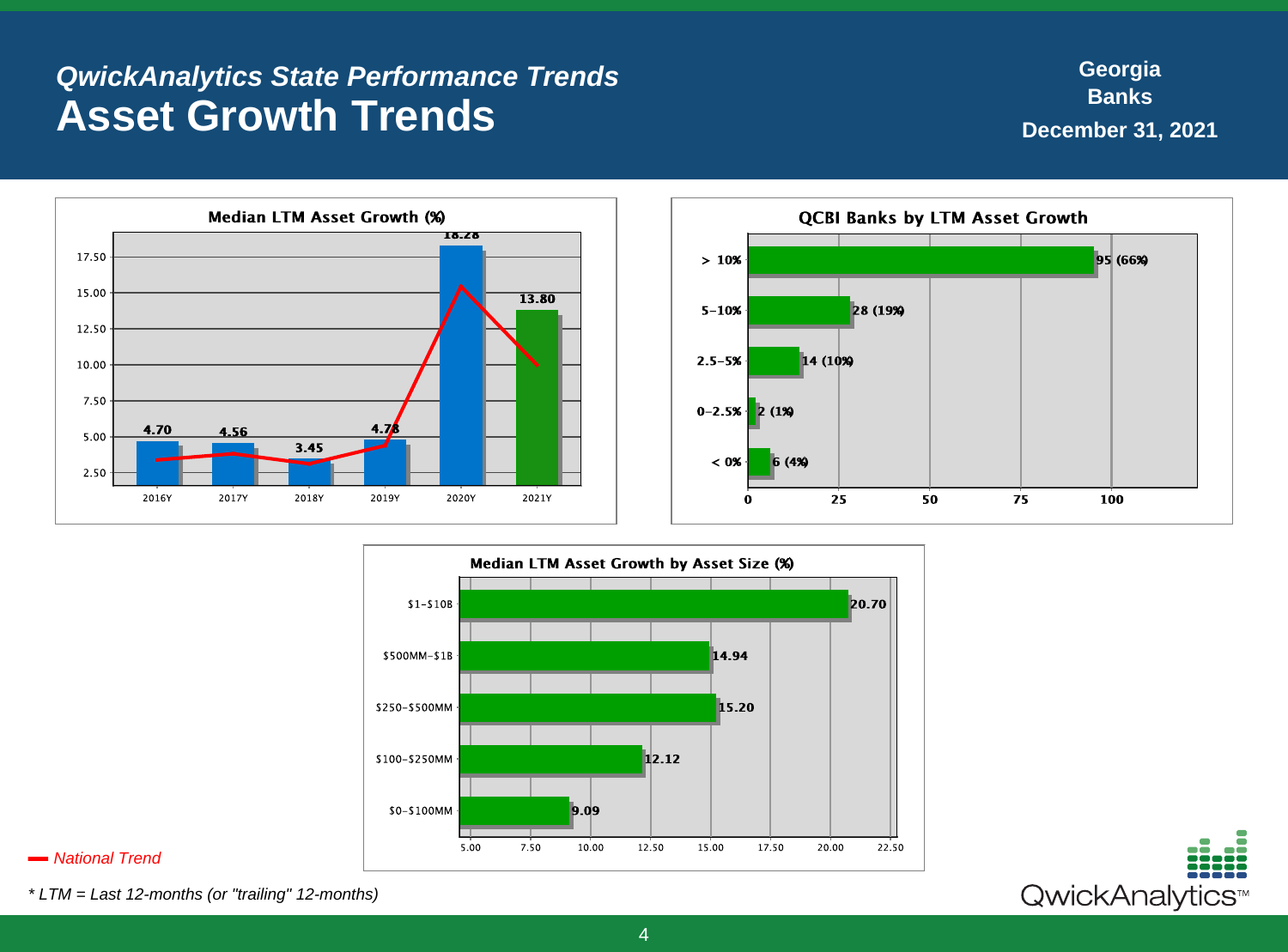*QwickAnalytics State Performance Trends*

# Asset Growth Trends

**Georgia**
**Banks**
**December 31, 2021**

### Median LTM Asset Growth (%)

| | 2016Y | 2017Y | 2018Y | 2019Y | 2020Y | 2021Y |
|---|---|---|---|---|---|---|
| Georgia | 4.70 | 4.56 | 3.45 | 4.78 | 18.28 | 13.80 |

### QCBI Banks by LTM Asset Growth

| LTM Asset Growth | Banks |
|---|---|
| > 10% | 95 (66%) |
| 5-10% | 28 (19%) |
| 2.5-5% | 14 (10%) |
| 0-2.5% | 2 (1%) |
| < 0% | 6 (4%) |

### Median LTM Asset Growth by Asset Size (%)

| Asset Size | Median LTM Asset Growth (%) |
|---|---|
| $1-$10B | 20.70 |
| $500MM-$1B | 14.94 |
| $250-$500MM | 15.20 |
| $100-$250MM | 12.12 |
| $0-$100MM | 9.09 |

*National Trend*

*\* LTM = Last 12-months (or "trailing" 12-months)*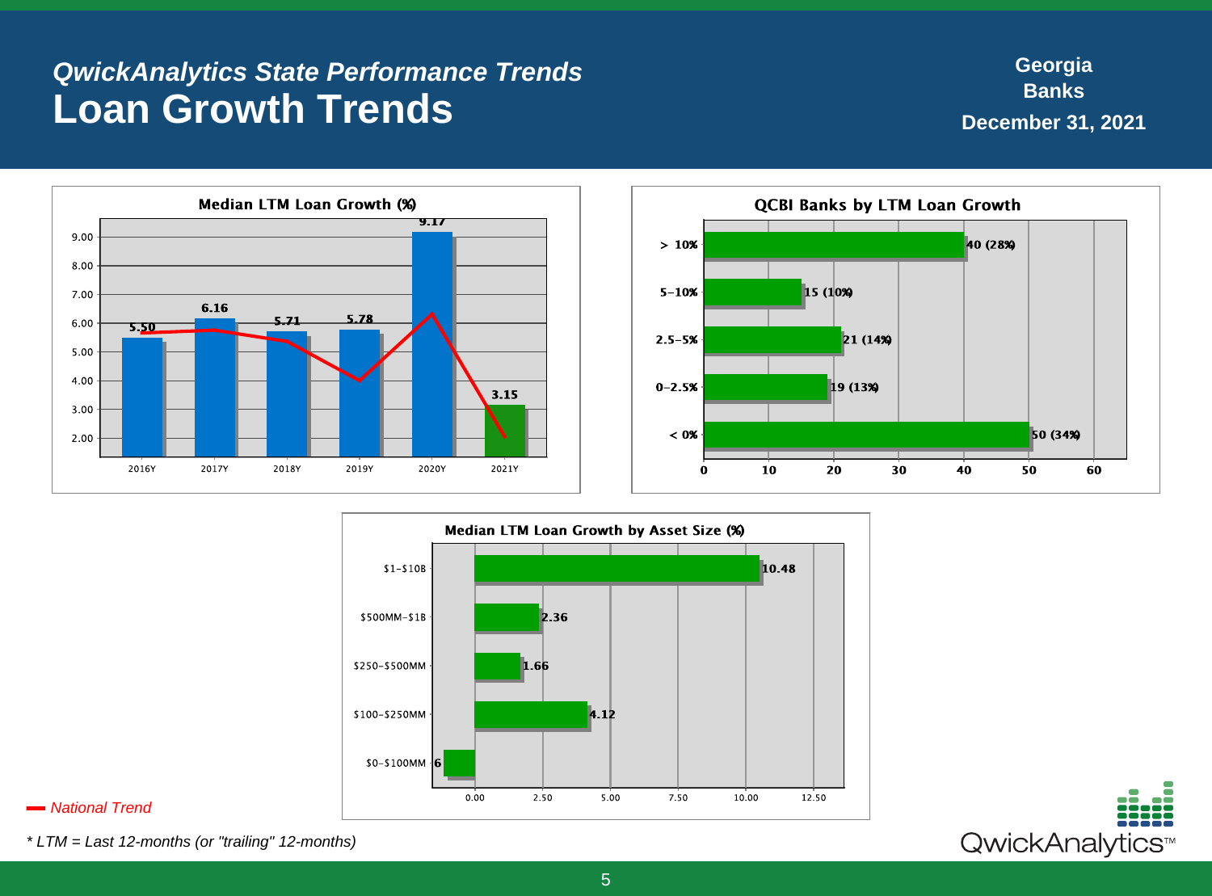*QwickAnalytics State Performance Trends*

# Loan Growth Trends

**Georgia Banks**
**December 31, 2021**

**Median LTM Loan Growth (%)**

| Year | Median LTM Loan Growth (%) |
|---|---|
| 2016Y | 5.50 |
| 2017Y | 6.16 |
| 2018Y | 5.71 |
| 2019Y | 5.78 |
| 2020Y | 9.17 |
| 2021Y | 3.15 |

**QCBI Banks by LTM Loan Growth**

| LTM Loan Growth | Banks |
|---|---|
| > 10% | 40 (28%) |
| 5-10% | 15 (10%) |
| 2.5-5% | 21 (14%) |
| 0-2.5% | 19 (13%) |
| < 0% | 50 (34%) |

**Median LTM Loan Growth by Asset Size (%)**

| Asset Size | Median LTM Loan Growth (%) |
|---|---|
| $1-$10B | 10.48 |
| $500MM-$1B | 2.36 |
| $250-$500MM | 1.66 |
| $100-$250MM | 4.12 |
| $0-$100MM | 6 |

*National Trend*

*\* LTM = Last 12-months (or "trailing" 12-months)*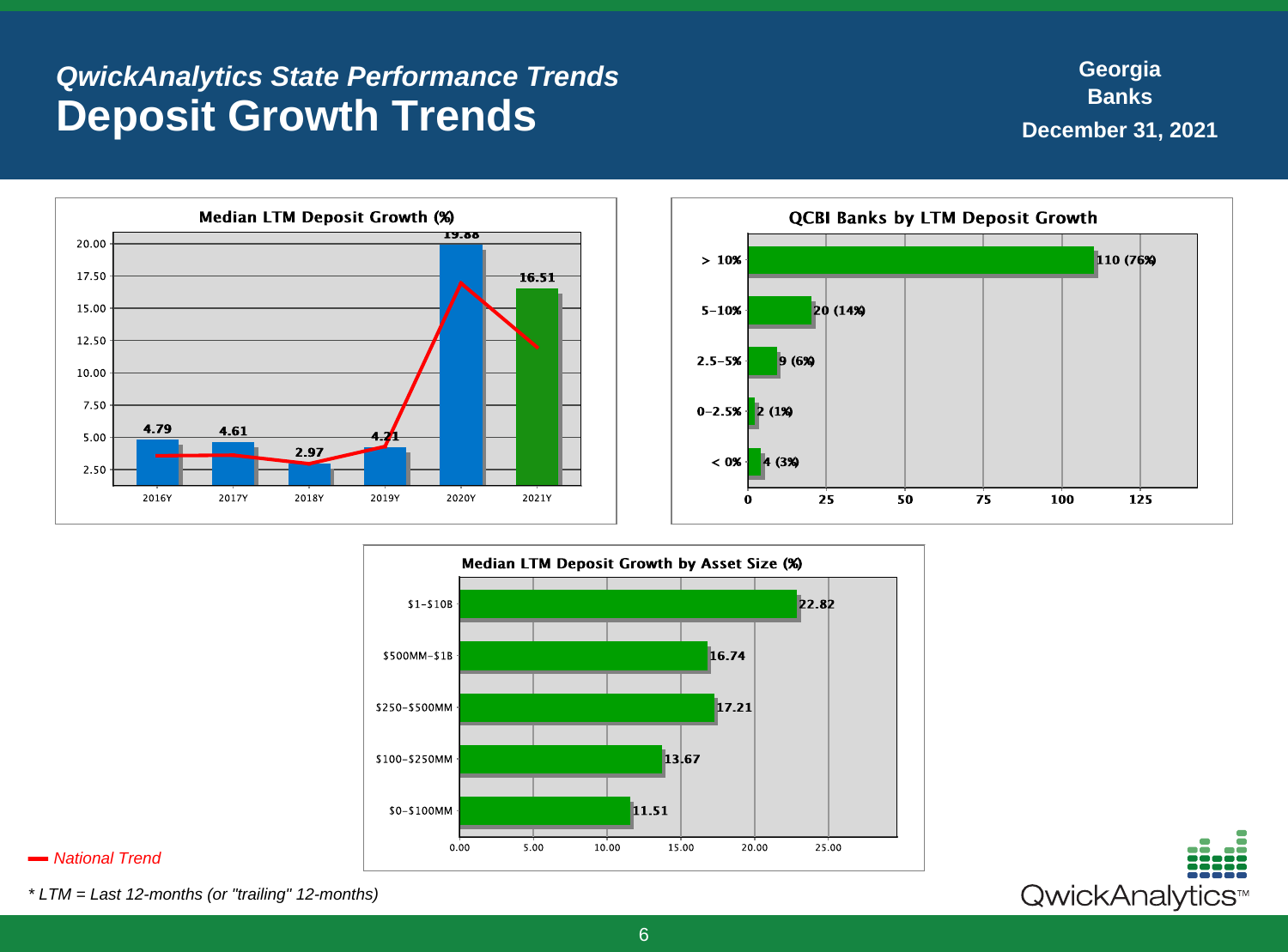*QwickAnalytics State Performance Trends*

# Deposit Growth Trends

**Georgia**
**Banks**
**December 31, 2021**

### Median LTM Deposit Growth (%)

| Year | Median LTM Deposit Growth (%) |
|---|---|
| 2016Y | 4.79 |
| 2017Y | 4.61 |
| 2018Y | 2.97 |
| 2019Y | 4.21 |
| 2020Y | 19.88 |
| 2021Y | 16.51 |

### QCBI Banks by LTM Deposit Growth

| LTM Deposit Growth | Banks |
|---|---|
| > 10% | 110 (76%) |
| 5-10% | 20 (14%) |
| 2.5-5% | 9 (6%) |
| 0-2.5% | 2 (1%) |
| < 0% | 4 (3%) |

### Median LTM Deposit Growth by Asset Size (%)

| Asset Size | Median LTM Deposit Growth (%) |
|---|---|
| $1-$10B | 22.82 |
| $500MM-$1B | 16.74 |
| $250-$500MM | 17.21 |
| $100-$250MM | 13.67 |
| $0-$100MM | 11.51 |

*National Trend*

*\* LTM = Last 12-months (or "trailing" 12-months)*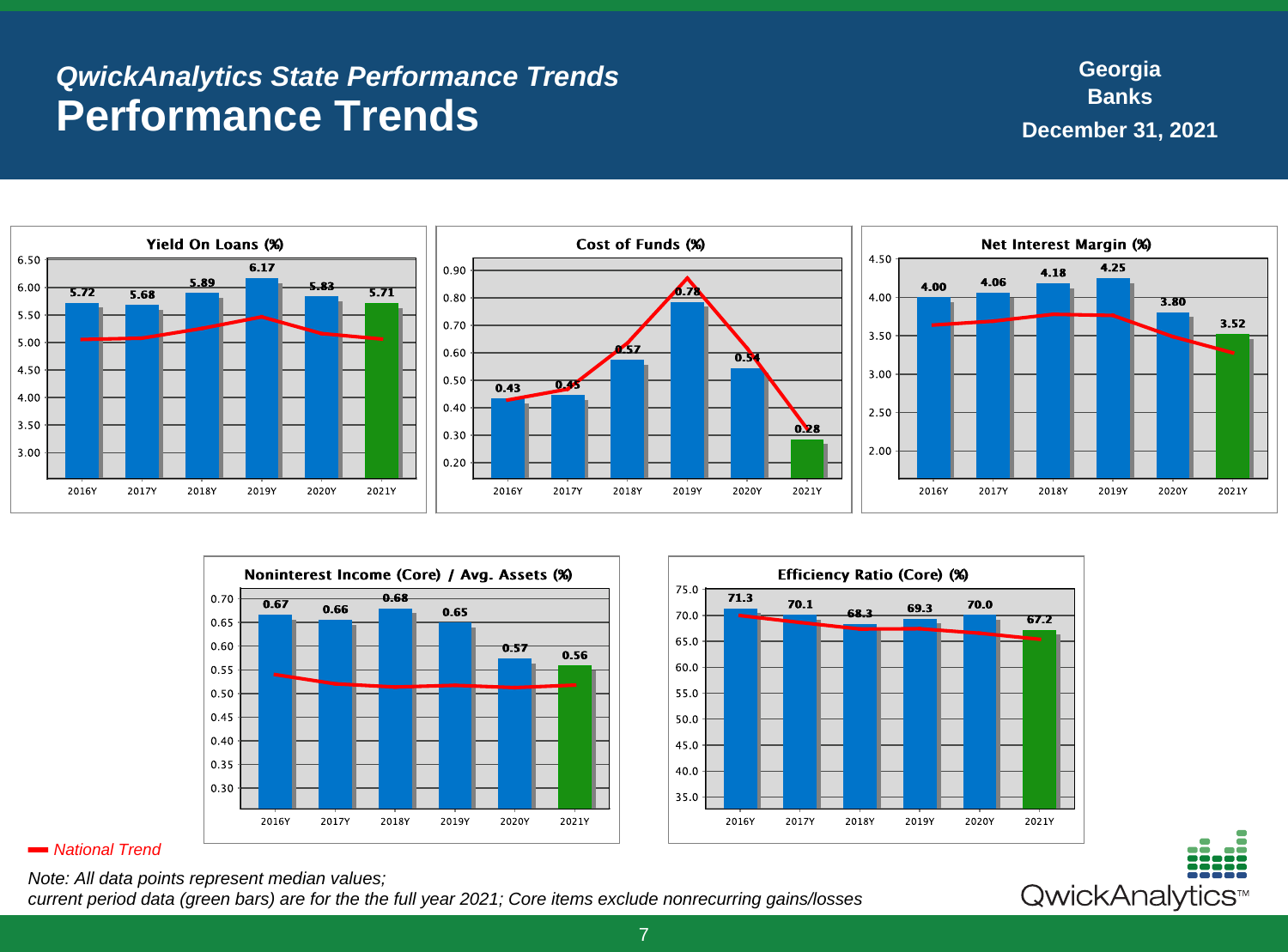*QwickAnalytics State Performance Trends*

# Performance Trends

**Georgia**
**Banks**
**December 31, 2021**

### Yield On Loans (%)

| 2016Y | 2017Y | 2018Y | 2019Y | 2020Y | 2021Y |
|---|---|---|---|---|---|
| 5.72 | 5.68 | 5.89 | 6.17 | 5.83 | 5.71 |

### Cost of Funds (%)

| 2016Y | 2017Y | 2018Y | 2019Y | 2020Y | 2021Y |
|---|---|---|---|---|---|
| 0.43 | 0.45 | 0.57 | 0.78 | 0.54 | 0.28 |

### Net Interest Margin (%)

| 2016Y | 2017Y | 2018Y | 2019Y | 2020Y | 2021Y |
|---|---|---|---|---|---|
| 4.00 | 4.06 | 4.18 | 4.25 | 3.80 | 3.52 |

### Noninterest Income (Core) / Avg. Assets (%)

| 2016Y | 2017Y | 2018Y | 2019Y | 2020Y | 2021Y |
|---|---|---|---|---|---|
| 0.67 | 0.66 | 0.68 | 0.65 | 0.57 | 0.56 |

### Efficiency Ratio (Core) (%)

| 2016Y | 2017Y | 2018Y | 2019Y | 2020Y | 2021Y |
|---|---|---|---|---|---|
| 71.3 | 70.1 | 68.3 | 69.3 | 70.0 | 67.2 |

*National Trend*

*Note: All data points represent median values;*
*current period data (green bars) are for the the full year 2021; Core items exclude nonrecurring gains/losses*

QwickAnalytics™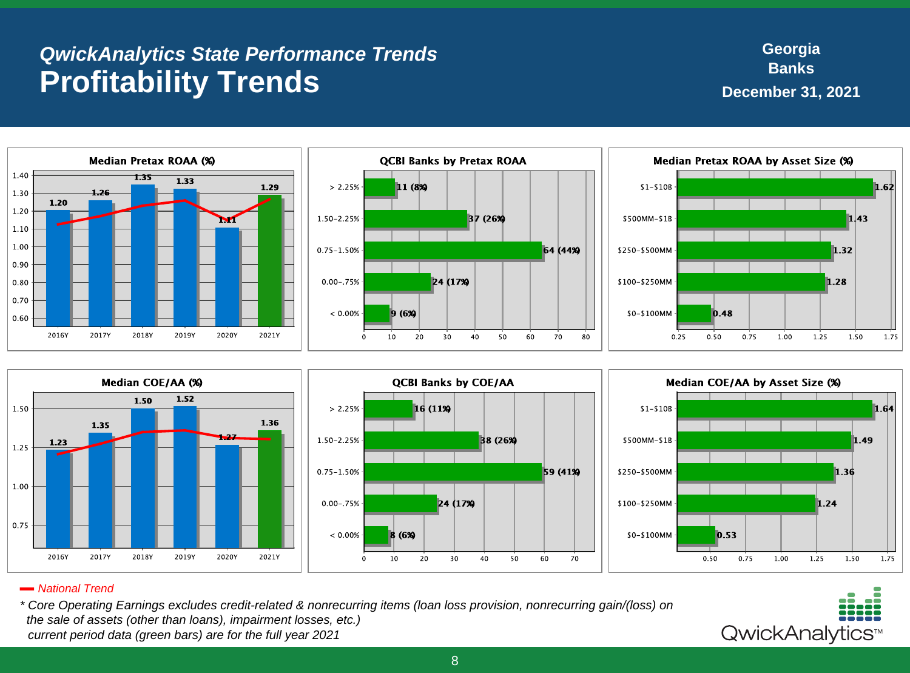*QwickAnalytics State Performance Trends*

# Profitability Trends

**Georgia Banks**
**December 31, 2021**

### Median Pretax ROAA (%)

| Year | Median Pretax ROAA (%) |
|---|---|
| 2016Y | 1.20 |
| 2017Y | 1.26 |
| 2018Y | 1.35 |
| 2019Y | 1.33 |
| 2020Y | 1.11 |
| 2021Y | 1.29 |

### QCBI Banks by Pretax ROAA

| Pretax ROAA | Banks |
|---|---|
| > 2.25% | 11 (8%) |
| 1.50–2.25% | 37 (26%) |
| 0.75–1.50% | 64 (44%) |
| 0.00–.75% | 24 (17%) |
| < 0.00% | 9 (6%) |

### Median Pretax ROAA by Asset Size (%)

| Asset Size | Median Pretax ROAA (%) |
|---|---|
| $1–$10B | 1.62 |
| $500MM–$1B | 1.43 |
| $250–$500MM | 1.32 |
| $100–$250MM | 1.28 |
| $0–$100MM | 0.48 |

### Median COE/AA (%)

| Year | Median COE/AA (%) |
|---|---|
| 2016Y | 1.23 |
| 2017Y | 1.35 |
| 2018Y | 1.50 |
| 2019Y | 1.52 |
| 2020Y | 1.27 |
| 2021Y | 1.36 |

### QCBI Banks by COE/AA

| COE/AA | Banks |
|---|---|
| > 2.25% | 16 (11%) |
| 1.50–2.25% | 38 (26%) |
| 0.75–1.50% | 59 (41%) |
| 0.00–.75% | 24 (17%) |
| < 0.00% | 8 (6%) |

### Median COE/AA by Asset Size (%)

| Asset Size | Median COE/AA (%) |
|---|---|
| $1–$10B | 1.64 |
| $500MM–$1B | 1.49 |
| $250–$500MM | 1.36 |
| $100–$250MM | 1.24 |
| $0–$100MM | 0.53 |

*National Trend*

*\* Core Operating Earnings excludes credit-related & nonrecurring items (loan loss provision, nonrecurring gain/(loss) on the sale of assets (other than loans), impairment losses, etc.)*
*current period data (green bars) are for the full year 2021*

QwickAnalytics™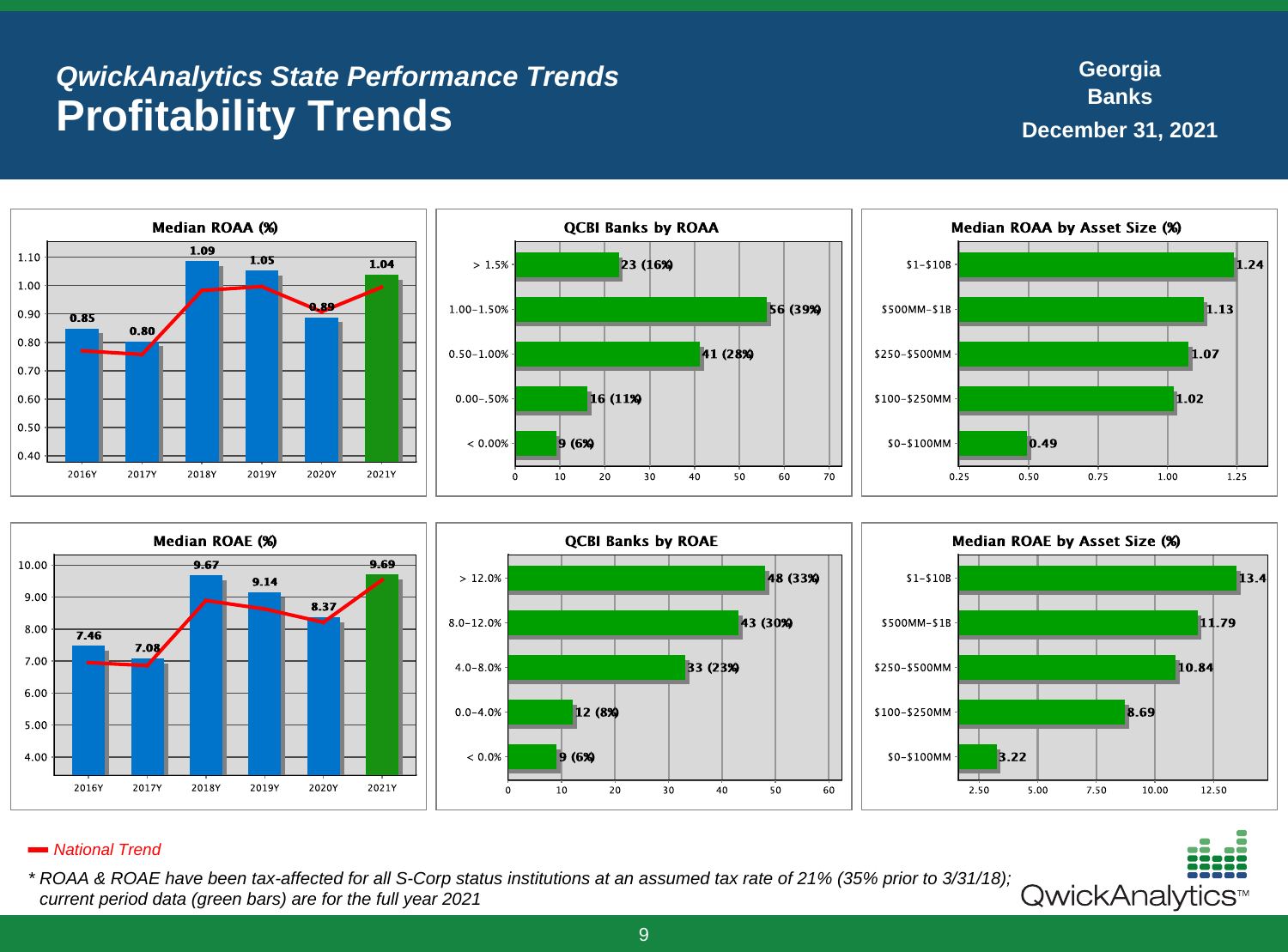*QwickAnalytics State Performance Trends*

# Profitability Trends

**Georgia Banks**
**December 31, 2021**

### Median ROAA (%)

| | 2016Y | 2017Y | 2018Y | 2019Y | 2020Y | 2021Y |
|---|---|---|---|---|---|---|
| Median ROAA (%) | 0.85 | 0.80 | 1.09 | 1.05 | 0.89 | 1.04 |

### QCBI Banks by ROAA

| ROAA | Banks |
|---|---|
| > 1.5% | 23 (16%) |
| 1.00-1.50% | 56 (39%) |
| 0.50-1.00% | 41 (28%) |
| 0.00-.50% | 16 (11%) |
| < 0.00% | 9 (6%) |

### Median ROAA by Asset Size (%)

| Asset Size | Median ROAA (%) |
|---|---|
| $1-$10B | 1.24 |
| $500MM-$1B | 1.13 |
| $250-$500MM | 1.07 |
| $100-$250MM | 1.02 |
| $0-$100MM | 0.49 |

### Median ROAE (%)

| | 2016Y | 2017Y | 2018Y | 2019Y | 2020Y | 2021Y |
|---|---|---|---|---|---|---|
| Median ROAE (%) | 7.46 | 7.08 | 9.67 | 9.14 | 8.37 | 9.69 |

### QCBI Banks by ROAE

| ROAE | Banks |
|---|---|
| > 12.0% | 48 (33%) |
| 8.0-12.0% | 43 (30%) |
| 4.0-8.0% | 33 (23%) |
| 0.0-4.0% | 12 (8%) |
| < 0.0% | 9 (6%) |

### Median ROAE by Asset Size (%)

| Asset Size | Median ROAE (%) |
|---|---|
| $1-$10B | 13.4 |
| $500MM-$1B | 11.79 |
| $250-$500MM | 10.84 |
| $100-$250MM | 8.69 |
| $0-$100MM | 3.22 |

*National Trend*

*\* ROAA & ROAE have been tax-affected for all S-Corp status institutions at an assumed tax rate of 21% (35% prior to 3/31/18); current period data (green bars) are for the full year 2021*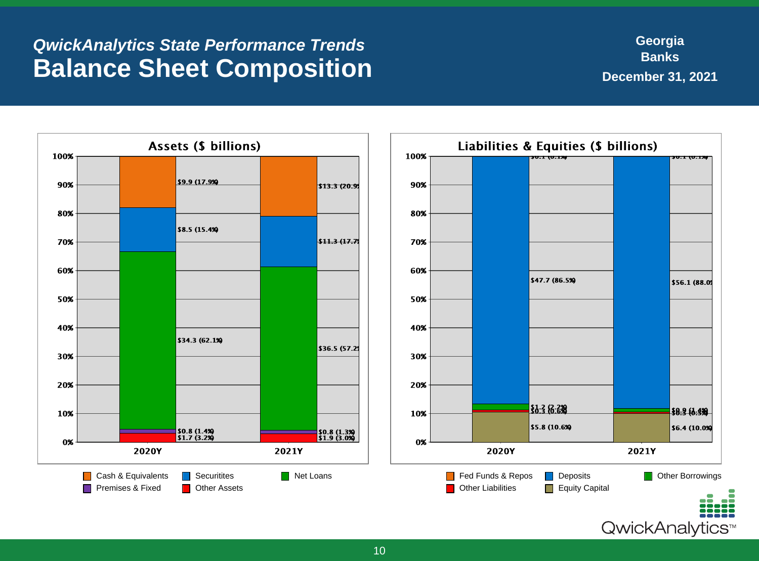*QwickAnalytics State Performance Trends*

# Balance Sheet Composition

**Georgia**
**Banks**
**December 31, 2021**

## Assets ($ billions)

| | 2020Y | 2021Y |
|---|---|---|
| Cash & Equivalents | $9.9 (17.9%) | $13.3 (20.9% |
| Securitites | $8.5 (15.4%) | $11.3 (17.7% |
| Net Loans | $34.3 (62.1%) | $36.5 (57.2% |
| Premises & Fixed | $0.8 (1.4%) | $0.8 (1.3%) |
| Other Assets | $1.7 (3.2%) | $1.9 (3.0%) |

## Liabilities & Equities ($ billions)

| | 2020Y | 2021Y |
|---|---|---|
| Fed Funds & Repos | $0.1 (0.1%) | $0.1 (0.1%) |
| Deposits | $47.7 (86.5%) | $56.1 (88.0% |
| Other Borrowings | $1.2 (2.2%) | $0.9 (1.4%) |
| Other Liabilities | $0.3 (0.6%) | $0.3 (0.5%) |
| Equity Capital | $5.8 (10.6%) | $6.4 (10.0%) |

QwickAnalytics™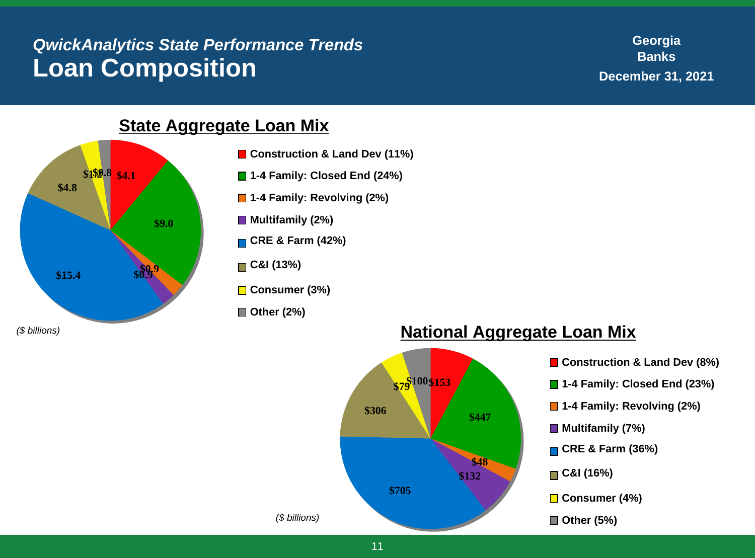*QwickAnalytics State Performance Trends*

# Loan Composition

**Georgia**
**Banks**
**December 31, 2021**

## State Aggregate Loan Mix

*($ billions)*

| Category | Amount | Share |
|---|---|---|
| Construction & Land Dev | $4.1 | 11% |
| 1-4 Family: Closed End | $9.0 | 24% |
| 1-4 Family: Revolving | $0.9 | 2% |
| Multifamily | $0.9 | 2% |
| CRE & Farm | $15.4 | 42% |
| C&I | $4.8 | 13% |
| Consumer | $1.2 | 3% |
| Other | $0.8 | 2% |

## National Aggregate Loan Mix

*($ billions)*

| Category | Amount | Share |
|---|---|---|
| Construction & Land Dev | $153 | 8% |
| 1-4 Family: Closed End | $447 | 23% |
| 1-4 Family: Revolving | $48 | 2% |
| Multifamily | $132 | 7% |
| CRE & Farm | $705 | 36% |
| C&I | $306 | 16% |
| Consumer | $79 | 4% |
| Other | $100 | 5% |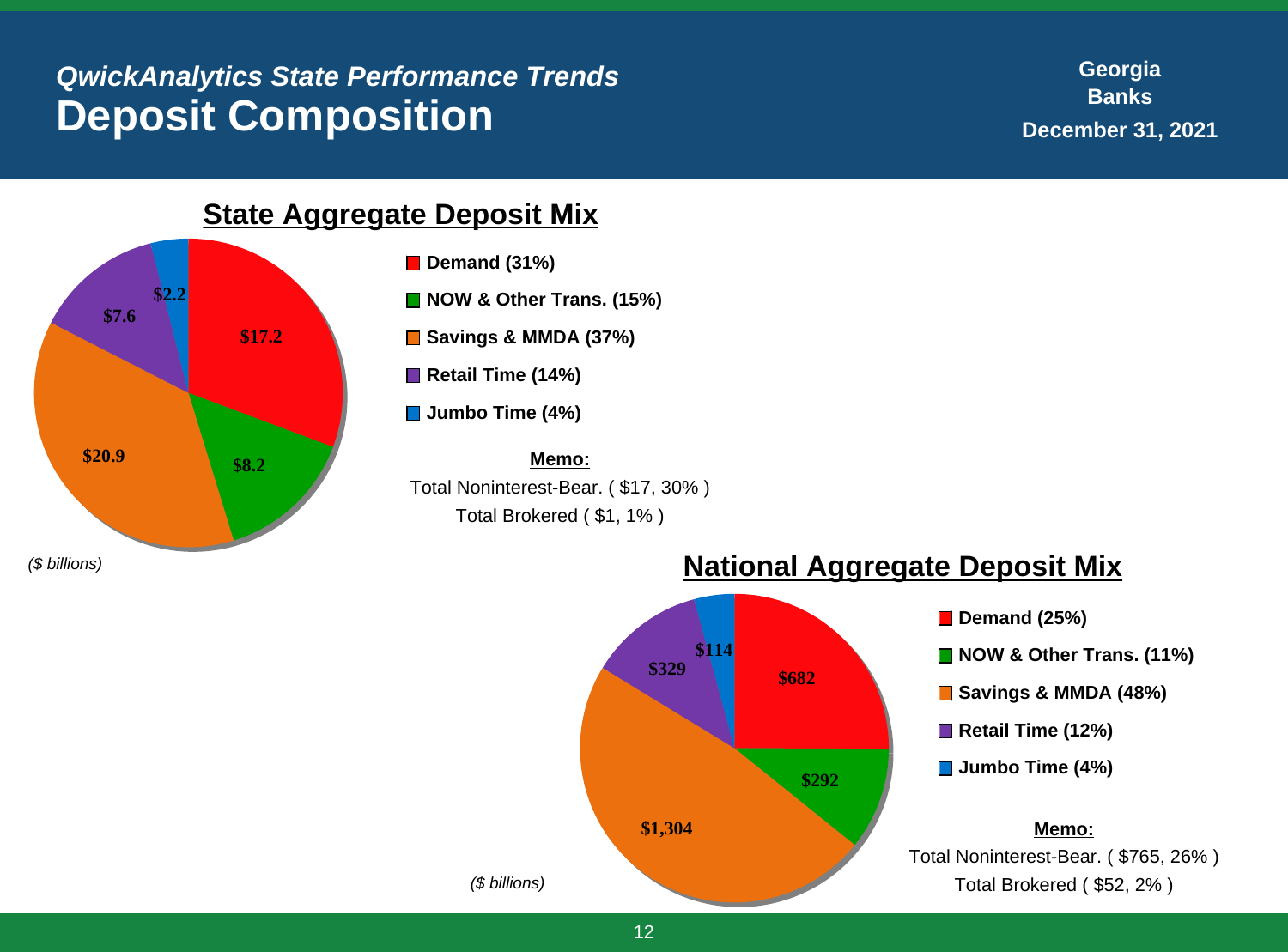*QwickAnalytics State Performance Trends*

# Deposit Composition

**Georgia**
**Banks**
**December 31, 2021**

## State Aggregate Deposit Mix

*($ billions)*

| Category | Amount |
|---|---|
| Demand (31%) | $17.2 |
| NOW & Other Trans. (15%) | $8.2 |
| Savings & MMDA (37%) | $20.9 |
| Retail Time (14%) | $7.6 |
| Jumbo Time (4%) | $2.2 |

**Memo:**

Total Noninterest-Bear. ( $17, 30% )

Total Brokered ( $1, 1% )

## National Aggregate Deposit Mix

*($ billions)*

| Category | Amount |
|---|---|
| Demand (25%) | $682 |
| NOW & Other Trans. (11%) | $292 |
| Savings & MMDA (48%) | $1,304 |
| Retail Time (12%) | $329 |
| Jumbo Time (4%) | $114 |

**Memo:**

Total Noninterest-Bear. ( $765, 26% )

Total Brokered ( $52, 2% )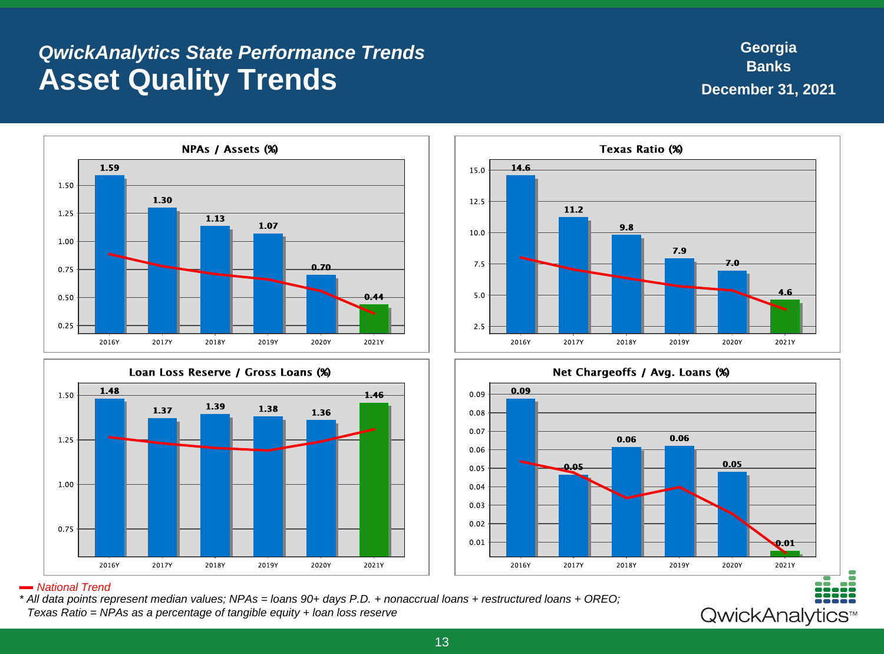*QwickAnalytics State Performance Trends*

# Asset Quality Trends

**Georgia**
**Banks**
**December 31, 2021**

### NPAs / Assets (%)

| | 2016Y | 2017Y | 2018Y | 2019Y | 2020Y | 2021Y |
|---|---|---|---|---|---|---|
| Georgia Banks | 1.59 | 1.30 | 1.13 | 1.07 | 0.70 | 0.44 |

### Texas Ratio (%)

| | 2016Y | 2017Y | 2018Y | 2019Y | 2020Y | 2021Y |
|---|---|---|---|---|---|---|
| Georgia Banks | 14.6 | 11.2 | 9.8 | 7.9 | 7.0 | 4.6 |

### Loan Loss Reserve / Gross Loans (%)

| | 2016Y | 2017Y | 2018Y | 2019Y | 2020Y | 2021Y |
|---|---|---|---|---|---|---|
| Georgia Banks | 1.48 | 1.37 | 1.39 | 1.38 | 1.36 | 1.46 |

### Net Chargeoffs / Avg. Loans (%)

| | 2016Y | 2017Y | 2018Y | 2019Y | 2020Y | 2021Y |
|---|---|---|---|---|---|---|
| Georgia Banks | 0.09 | 0.05 | 0.06 | 0.06 | 0.05 | 0.01 |

*▬ National Trend*

*\* All data points represent median values; NPAs = loans 90+ days P.D. + nonaccrual loans + restructured loans + OREO; Texas Ratio = NPAs as a percentage of tangible equity + loan loss reserve*

QwickAnalytics™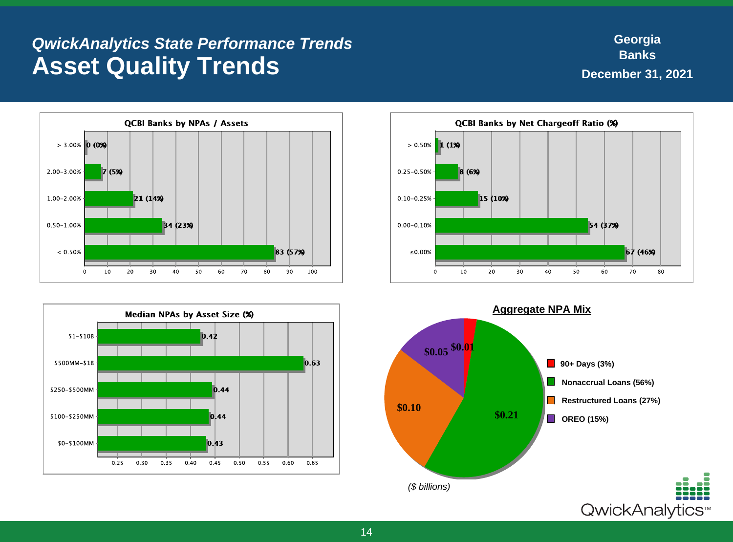*QwickAnalytics State Performance Trends*

# Asset Quality Trends

**Georgia**
**Banks**
**December 31, 2021**

**QCBI Banks by NPAs / Assets**

| NPAs / Assets | Banks |
|---|---|
| > 3.00% | 0 (0%) |
| 2.00-3.00% | 7 (5%) |
| 1.00-2.00% | 21 (14%) |
| 0.50-1.00% | 34 (23%) |
| < 0.50% | 83 (57%) |

**QCBI Banks by Net Chargeoff Ratio (%)**

| Net Chargeoff Ratio | Banks |
|---|---|
| > 0.50% | 1 (1%) |
| 0.25-0.50% | 8 (6%) |
| 0.10-0.25% | 15 (10%) |
| 0.00-0.10% | 54 (37%) |
| ≤0.00% | 67 (46%) |

**Median NPAs by Asset Size (%)**

| Asset Size | Median NPAs (%) |
|---|---|
| $1-$10B | 0.42 |
| $500MM-$1B | 0.63 |
| $250-$500MM | 0.44 |
| $100-$250MM | 0.44 |
| $0-$100MM | 0.43 |

**Aggregate NPA Mix**

| Category | Amount |
|---|---|
| 90+ Days (3%) | $0.01 |
| Nonaccrual Loans (56%) | $0.21 |
| Restructured Loans (27%) | $0.10 |
| OREO (15%) | $0.05 |

*($ billions)*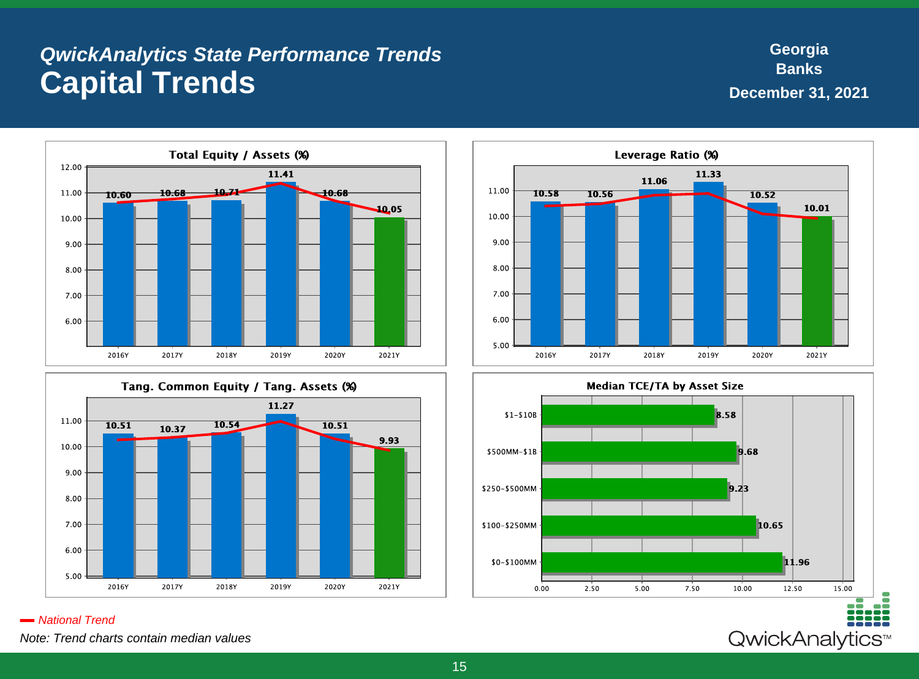*QwickAnalytics State Performance Trends*

# Capital Trends

**Georgia**
**Banks**
**December 31, 2021**

### Total Equity / Assets (%)

| 2016Y | 2017Y | 2018Y | 2019Y | 2020Y | 2021Y |
|---|---|---|---|---|---|
| 10.60 | 10.68 | 10.71 | 11.41 | 10.68 | 10.05 |

### Leverage Ratio (%)

| 2016Y | 2017Y | 2018Y | 2019Y | 2020Y | 2021Y |
|---|---|---|---|---|---|
| 10.58 | 10.56 | 11.06 | 11.33 | 10.52 | 10.01 |

### Tang. Common Equity / Tang. Assets (%)

| 2016Y | 2017Y | 2018Y | 2019Y | 2020Y | 2021Y |
|---|---|---|---|---|---|
| 10.51 | 10.37 | 10.54 | 11.27 | 10.51 | 9.93 |

### Median TCE/TA by Asset Size

| Asset Size | Median TCE/TA |
|---|---|
| $1-$10B | 8.58 |
| $500MM-$1B | 9.68 |
| $250-$500MM | 9.23 |
| $100-$250MM | 10.65 |
| $0-$100MM | 11.96 |

*National Trend*

*Note: Trend charts contain median values*

QwickAnalytics™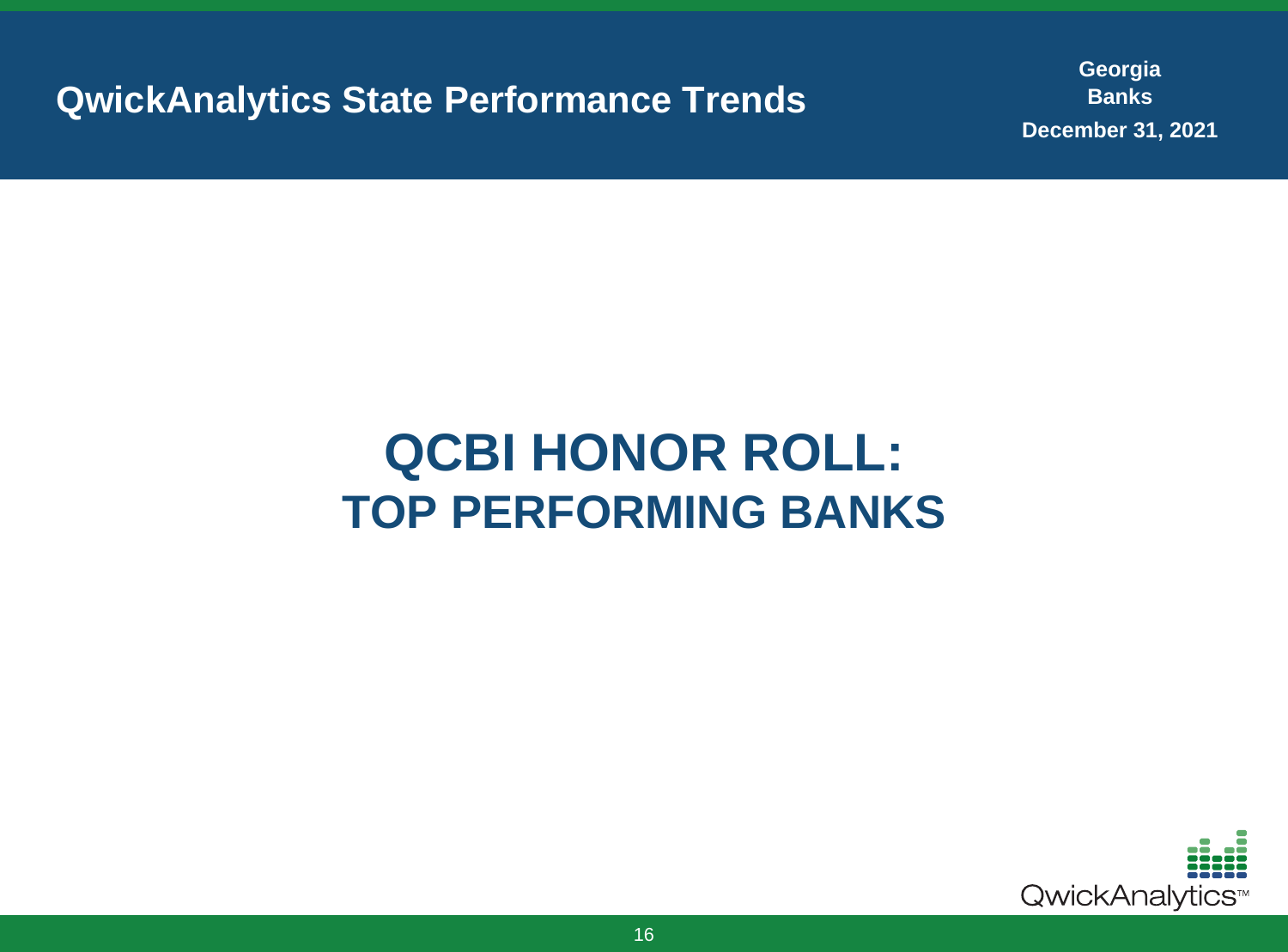# QCBI HONOR ROLL:
## TOP PERFORMING BANKS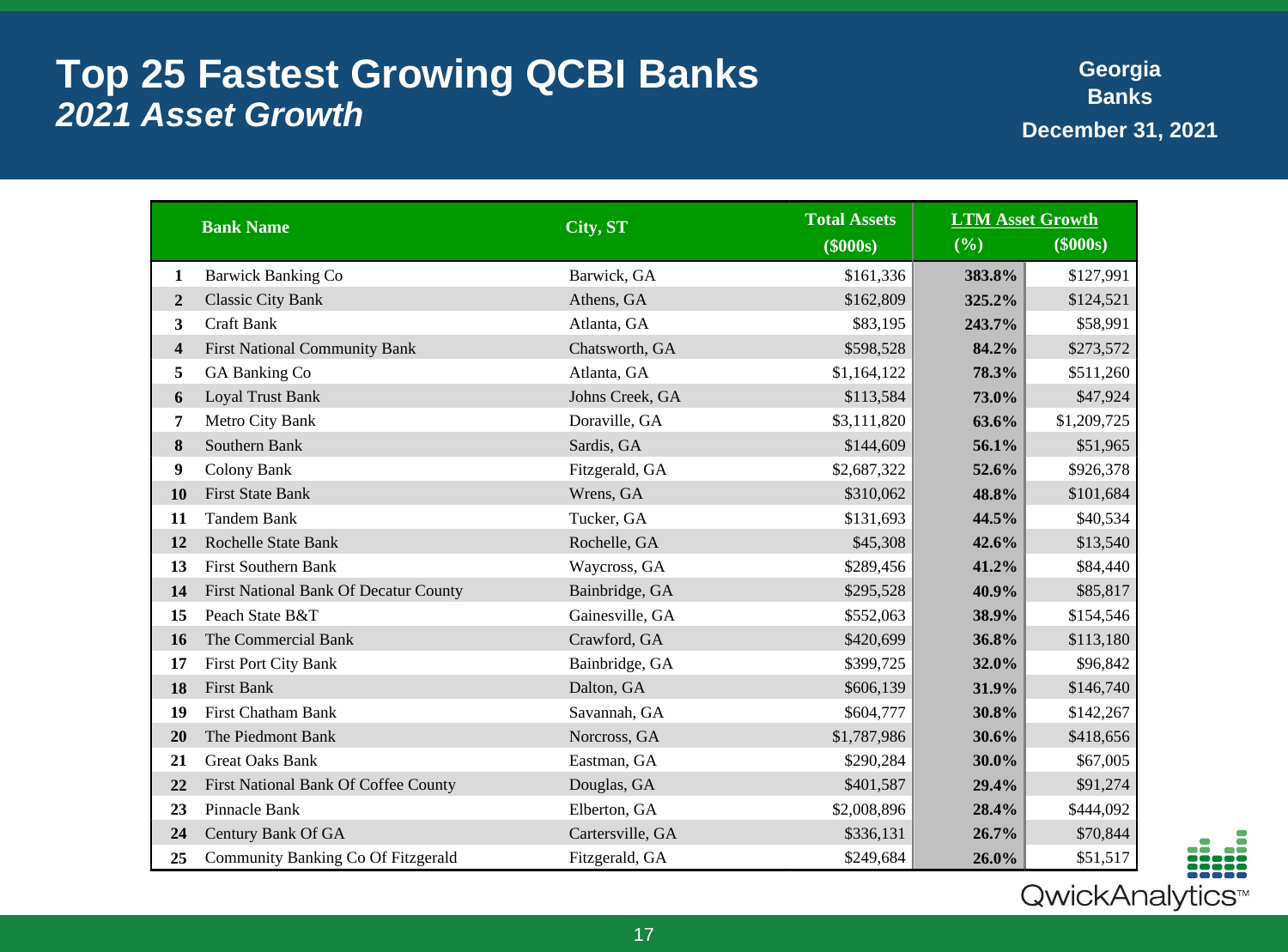# Top 25 Fastest Growing QCBI Banks
## *2021 Asset Growth*

**Georgia Banks**
**December 31, 2021**

| | Bank Name | City, ST | Total Assets ($000s) | LTM Asset Growth (%) | LTM Asset Growth ($000s) |
|---|---|---|---|---|---|
| 1 | Barwick Banking Co | Barwick, GA | $161,336 | 383.8% | $127,991 |
| 2 | Classic City Bank | Athens, GA | $162,809 | 325.2% | $124,521 |
| 3 | Craft Bank | Atlanta, GA | $83,195 | 243.7% | $58,991 |
| 4 | First National Community Bank | Chatsworth, GA | $598,528 | 84.2% | $273,572 |
| 5 | GA Banking Co | Atlanta, GA | $1,164,122 | 78.3% | $511,260 |
| 6 | Loyal Trust Bank | Johns Creek, GA | $113,584 | 73.0% | $47,924 |
| 7 | Metro City Bank | Doraville, GA | $3,111,820 | 63.6% | $1,209,725 |
| 8 | Southern Bank | Sardis, GA | $144,609 | 56.1% | $51,965 |
| 9 | Colony Bank | Fitzgerald, GA | $2,687,322 | 52.6% | $926,378 |
| 10 | First State Bank | Wrens, GA | $310,062 | 48.8% | $101,684 |
| 11 | Tandem Bank | Tucker, GA | $131,693 | 44.5% | $40,534 |
| 12 | Rochelle State Bank | Rochelle, GA | $45,308 | 42.6% | $13,540 |
| 13 | First Southern Bank | Waycross, GA | $289,456 | 41.2% | $84,440 |
| 14 | First National Bank Of Decatur County | Bainbridge, GA | $295,528 | 40.9% | $85,817 |
| 15 | Peach State B&T | Gainesville, GA | $552,063 | 38.9% | $154,546 |
| 16 | The Commercial Bank | Crawford, GA | $420,699 | 36.8% | $113,180 |
| 17 | First Port City Bank | Bainbridge, GA | $399,725 | 32.0% | $96,842 |
| 18 | First Bank | Dalton, GA | $606,139 | 31.9% | $146,740 |
| 19 | First Chatham Bank | Savannah, GA | $604,777 | 30.8% | $142,267 |
| 20 | The Piedmont Bank | Norcross, GA | $1,787,986 | 30.6% | $418,656 |
| 21 | Great Oaks Bank | Eastman, GA | $290,284 | 30.0% | $67,005 |
| 22 | First National Bank Of Coffee County | Douglas, GA | $401,587 | 29.4% | $91,274 |
| 23 | Pinnacle Bank | Elberton, GA | $2,008,896 | 28.4% | $444,092 |
| 24 | Century Bank Of GA | Cartersville, GA | $336,131 | 26.7% | $70,844 |
| 25 | Community Banking Co Of Fitzgerald | Fitzgerald, GA | $249,684 | 26.0% | $51,517 |

QwickAnalytics™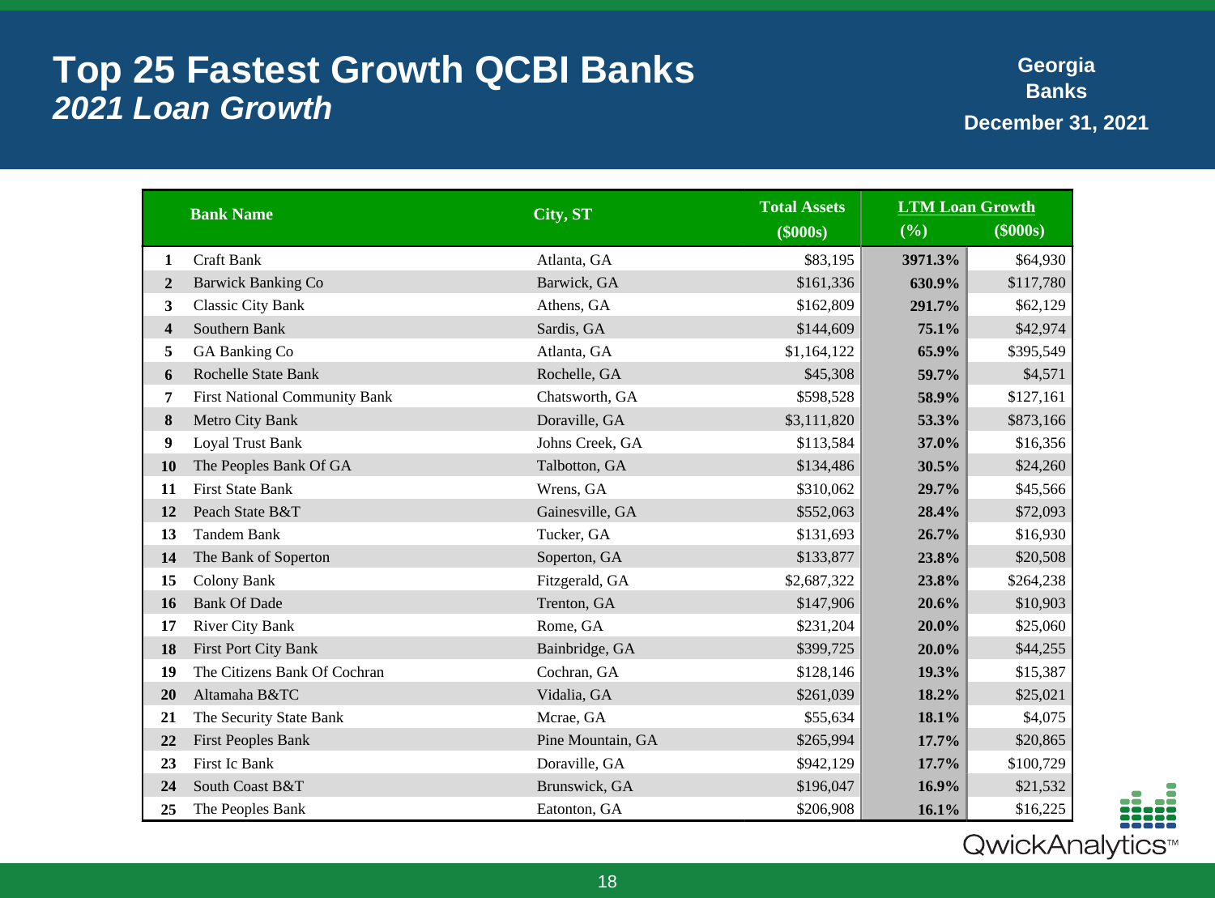# Top 25 Fastest Growth QCBI Banks
## *2021 Loan Growth*

**Georgia Banks**
**December 31, 2021**

| | Bank Name | City, ST | Total Assets ($000s) | LTM Loan Growth (%) | LTM Loan Growth ($000s) |
|---|---|---|---|---|---|
| 1 | Craft Bank | Atlanta, GA | $83,195 | 3971.3% | $64,930 |
| 2 | Barwick Banking Co | Barwick, GA | $161,336 | 630.9% | $117,780 |
| 3 | Classic City Bank | Athens, GA | $162,809 | 291.7% | $62,129 |
| 4 | Southern Bank | Sardis, GA | $144,609 | 75.1% | $42,974 |
| 5 | GA Banking Co | Atlanta, GA | $1,164,122 | 65.9% | $395,549 |
| 6 | Rochelle State Bank | Rochelle, GA | $45,308 | 59.7% | $4,571 |
| 7 | First National Community Bank | Chatsworth, GA | $598,528 | 58.9% | $127,161 |
| 8 | Metro City Bank | Doraville, GA | $3,111,820 | 53.3% | $873,166 |
| 9 | Loyal Trust Bank | Johns Creek, GA | $113,584 | 37.0% | $16,356 |
| 10 | The Peoples Bank Of GA | Talbotton, GA | $134,486 | 30.5% | $24,260 |
| 11 | First State Bank | Wrens, GA | $310,062 | 29.7% | $45,566 |
| 12 | Peach State B&T | Gainesville, GA | $552,063 | 28.4% | $72,093 |
| 13 | Tandem Bank | Tucker, GA | $131,693 | 26.7% | $16,930 |
| 14 | The Bank of Soperton | Soperton, GA | $133,877 | 23.8% | $20,508 |
| 15 | Colony Bank | Fitzgerald, GA | $2,687,322 | 23.8% | $264,238 |
| 16 | Bank Of Dade | Trenton, GA | $147,906 | 20.6% | $10,903 |
| 17 | River City Bank | Rome, GA | $231,204 | 20.0% | $25,060 |
| 18 | First Port City Bank | Bainbridge, GA | $399,725 | 20.0% | $44,255 |
| 19 | The Citizens Bank Of Cochran | Cochran, GA | $128,146 | 19.3% | $15,387 |
| 20 | Altamaha B&TC | Vidalia, GA | $261,039 | 18.2% | $25,021 |
| 21 | The Security State Bank | Mcrae, GA | $55,634 | 18.1% | $4,075 |
| 22 | First Peoples Bank | Pine Mountain, GA | $265,994 | 17.7% | $20,865 |
| 23 | First Ic Bank | Doraville, GA | $942,129 | 17.7% | $100,729 |
| 24 | South Coast B&T | Brunswick, GA | $196,047 | 16.9% | $21,532 |
| 25 | The Peoples Bank | Eatonton, GA | $206,908 | 16.1% | $16,225 |

QwickAnalytics™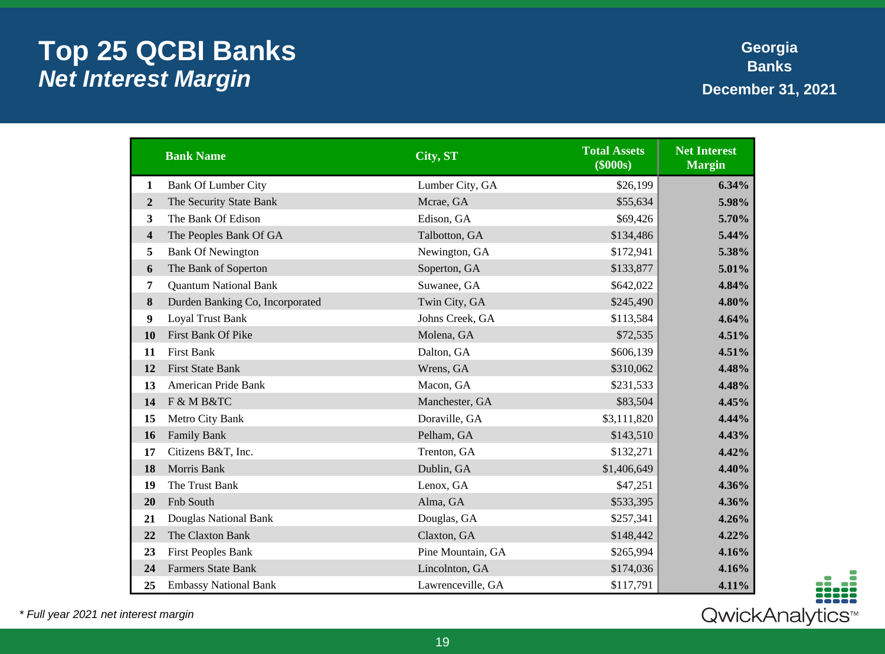# Top 25 QCBI Banks
## *Net Interest Margin*

**Georgia Banks**
**December 31, 2021**

| | Bank Name | City, ST | Total Assets ($000s) | Net Interest Margin |
|---|---|---|---|---|
| 1 | Bank Of Lumber City | Lumber City, GA | $26,199 | 6.34% |
| 2 | The Security State Bank | Mcrae, GA | $55,634 | 5.98% |
| 3 | The Bank Of Edison | Edison, GA | $69,426 | 5.70% |
| 4 | The Peoples Bank Of GA | Talbotton, GA | $134,486 | 5.44% |
| 5 | Bank Of Newington | Newington, GA | $172,941 | 5.38% |
| 6 | The Bank of Soperton | Soperton, GA | $133,877 | 5.01% |
| 7 | Quantum National Bank | Suwanee, GA | $642,022 | 4.84% |
| 8 | Durden Banking Co, Incorporated | Twin City, GA | $245,490 | 4.80% |
| 9 | Loyal Trust Bank | Johns Creek, GA | $113,584 | 4.64% |
| 10 | First Bank Of Pike | Molena, GA | $72,535 | 4.51% |
| 11 | First Bank | Dalton, GA | $606,139 | 4.51% |
| 12 | First State Bank | Wrens, GA | $310,062 | 4.48% |
| 13 | American Pride Bank | Macon, GA | $231,533 | 4.48% |
| 14 | F & M B&TC | Manchester, GA | $83,504 | 4.45% |
| 15 | Metro City Bank | Doraville, GA | $3,111,820 | 4.44% |
| 16 | Family Bank | Pelham, GA | $143,510 | 4.43% |
| 17 | Citizens B&T, Inc. | Trenton, GA | $132,271 | 4.42% |
| 18 | Morris Bank | Dublin, GA | $1,406,649 | 4.40% |
| 19 | The Trust Bank | Lenox, GA | $47,251 | 4.36% |
| 20 | Fnb South | Alma, GA | $533,395 | 4.36% |
| 21 | Douglas National Bank | Douglas, GA | $257,341 | 4.26% |
| 22 | The Claxton Bank | Claxton, GA | $148,442 | 4.22% |
| 23 | First Peoples Bank | Pine Mountain, GA | $265,994 | 4.16% |
| 24 | Farmers State Bank | Lincolnton, GA | $174,036 | 4.16% |
| 25 | Embassy National Bank | Lawrenceville, GA | $117,791 | 4.11% |

*\* Full year 2021 net interest margin*

QwickAnalytics™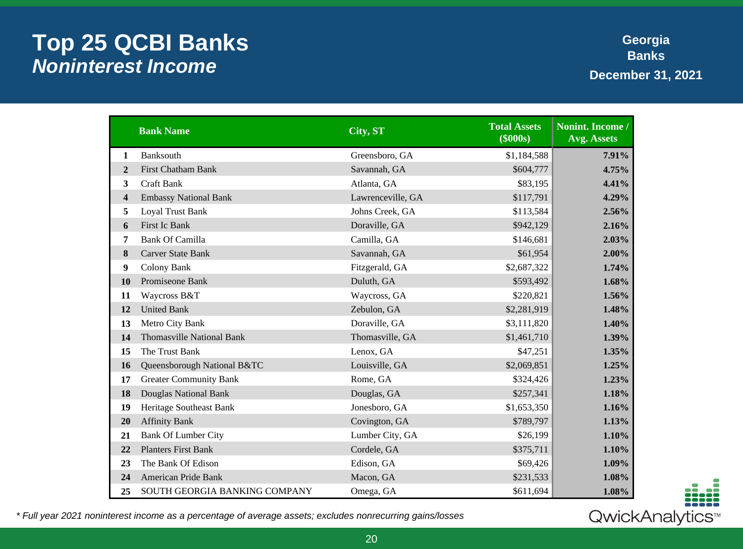# Top 25 QCBI Banks
## *Noninterest Income*

**Georgia Banks**
**December 31, 2021**

| | Bank Name | City, ST | Total Assets ($000s) | Nonint. Income / Avg. Assets |
|---|---|---|---|---|
| 1 | Banksouth | Greensboro, GA | $1,184,588 | 7.91% |
| 2 | First Chatham Bank | Savannah, GA | $604,777 | 4.75% |
| 3 | Craft Bank | Atlanta, GA | $83,195 | 4.41% |
| 4 | Embassy National Bank | Lawrenceville, GA | $117,791 | 4.29% |
| 5 | Loyal Trust Bank | Johns Creek, GA | $113,584 | 2.56% |
| 6 | First Ic Bank | Doraville, GA | $942,129 | 2.16% |
| 7 | Bank Of Camilla | Camilla, GA | $146,681 | 2.03% |
| 8 | Carver State Bank | Savannah, GA | $61,954 | 2.00% |
| 9 | Colony Bank | Fitzgerald, GA | $2,687,322 | 1.74% |
| 10 | Promiseone Bank | Duluth, GA | $593,492 | 1.68% |
| 11 | Waycross B&T | Waycross, GA | $220,821 | 1.56% |
| 12 | United Bank | Zebulon, GA | $2,281,919 | 1.48% |
| 13 | Metro City Bank | Doraville, GA | $3,111,820 | 1.40% |
| 14 | Thomasville National Bank | Thomasville, GA | $1,461,710 | 1.39% |
| 15 | The Trust Bank | Lenox, GA | $47,251 | 1.35% |
| 16 | Queensborough National B&TC | Louisville, GA | $2,069,851 | 1.25% |
| 17 | Greater Community Bank | Rome, GA | $324,426 | 1.23% |
| 18 | Douglas National Bank | Douglas, GA | $257,341 | 1.18% |
| 19 | Heritage Southeast Bank | Jonesboro, GA | $1,653,350 | 1.16% |
| 20 | Affinity Bank | Covington, GA | $789,797 | 1.13% |
| 21 | Bank Of Lumber City | Lumber City, GA | $26,199 | 1.10% |
| 22 | Planters First Bank | Cordele, GA | $375,711 | 1.10% |
| 23 | The Bank Of Edison | Edison, GA | $69,426 | 1.09% |
| 24 | American Pride Bank | Macon, GA | $231,533 | 1.08% |
| 25 | SOUTH GEORGIA BANKING COMPANY | Omega, GA | $611,694 | 1.08% |

*\* Full year 2021 noninterest income as a percentage of average assets; excludes nonrecurring gains/losses*

QwickAnalytics™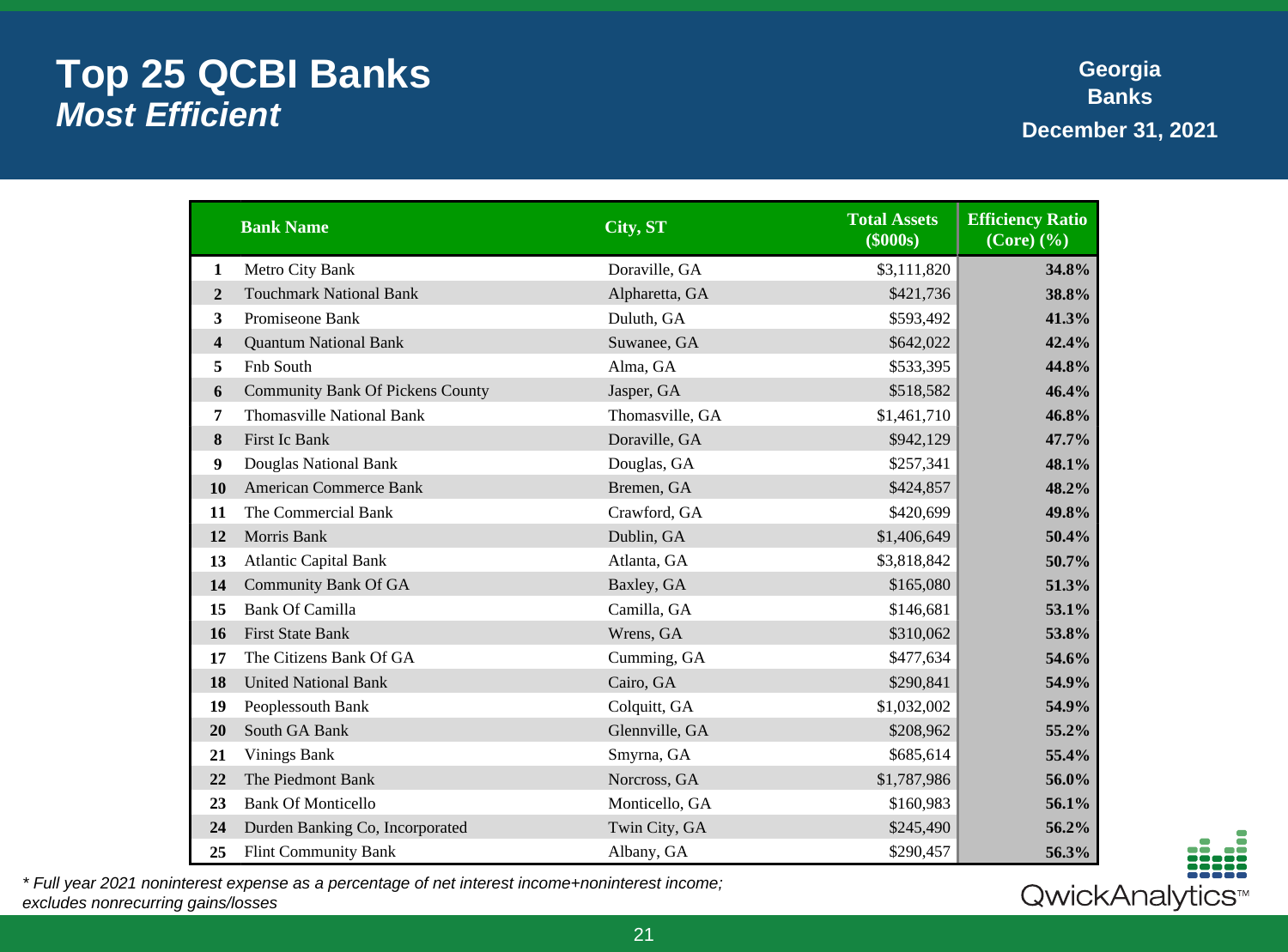# Top 25 QCBI Banks
## *Most Efficient*

**Georgia Banks**
**December 31, 2021**

| | Bank Name | City, ST | Total Assets ($000s) | Efficiency Ratio (Core) (%) |
|---|---|---|---|---|
| 1 | Metro City Bank | Doraville, GA | $3,111,820 | 34.8% |
| 2 | Touchmark National Bank | Alpharetta, GA | $421,736 | 38.8% |
| 3 | Promiseone Bank | Duluth, GA | $593,492 | 41.3% |
| 4 | Quantum National Bank | Suwanee, GA | $642,022 | 42.4% |
| 5 | Fnb South | Alma, GA | $533,395 | 44.8% |
| 6 | Community Bank Of Pickens County | Jasper, GA | $518,582 | 46.4% |
| 7 | Thomasville National Bank | Thomasville, GA | $1,461,710 | 46.8% |
| 8 | First Ic Bank | Doraville, GA | $942,129 | 47.7% |
| 9 | Douglas National Bank | Douglas, GA | $257,341 | 48.1% |
| 10 | American Commerce Bank | Bremen, GA | $424,857 | 48.2% |
| 11 | The Commercial Bank | Crawford, GA | $420,699 | 49.8% |
| 12 | Morris Bank | Dublin, GA | $1,406,649 | 50.4% |
| 13 | Atlantic Capital Bank | Atlanta, GA | $3,818,842 | 50.7% |
| 14 | Community Bank Of GA | Baxley, GA | $165,080 | 51.3% |
| 15 | Bank Of Camilla | Camilla, GA | $146,681 | 53.1% |
| 16 | First State Bank | Wrens, GA | $310,062 | 53.8% |
| 17 | The Citizens Bank Of GA | Cumming, GA | $477,634 | 54.6% |
| 18 | United National Bank | Cairo, GA | $290,841 | 54.9% |
| 19 | Peoplessouth Bank | Colquitt, GA | $1,032,002 | 54.9% |
| 20 | South GA Bank | Glennville, GA | $208,962 | 55.2% |
| 21 | Vinings Bank | Smyrna, GA | $685,614 | 55.4% |
| 22 | The Piedmont Bank | Norcross, GA | $1,787,986 | 56.0% |
| 23 | Bank Of Monticello | Monticello, GA | $160,983 | 56.1% |
| 24 | Durden Banking Co, Incorporated | Twin City, GA | $245,490 | 56.2% |
| 25 | Flint Community Bank | Albany, GA | $290,457 | 56.3% |

*\* Full year 2021 noninterest expense as a percentage of net interest income+noninterest income; excludes nonrecurring gains/losses*

QwickAnalytics™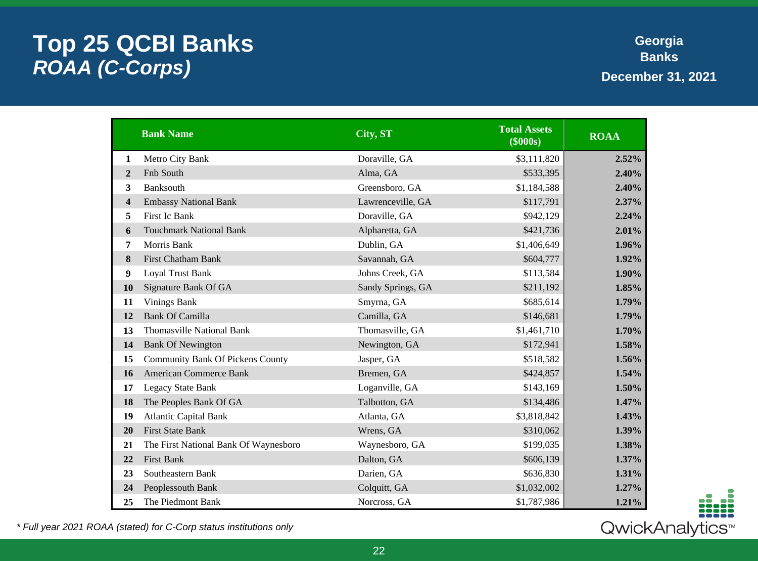# Top 25 QCBI Banks
## *ROAA (C-Corps)*

**Georgia Banks**
**December 31, 2021**

| | Bank Name | City, ST | Total Assets ($000s) | ROAA |
|---|---|---|---|---|
| 1 | Metro City Bank | Doraville, GA | $3,111,820 | 2.52% |
| 2 | Fnb South | Alma, GA | $533,395 | 2.40% |
| 3 | Banksouth | Greensboro, GA | $1,184,588 | 2.40% |
| 4 | Embassy National Bank | Lawrenceville, GA | $117,791 | 2.37% |
| 5 | First Ic Bank | Doraville, GA | $942,129 | 2.24% |
| 6 | Touchmark National Bank | Alpharetta, GA | $421,736 | 2.01% |
| 7 | Morris Bank | Dublin, GA | $1,406,649 | 1.96% |
| 8 | First Chatham Bank | Savannah, GA | $604,777 | 1.92% |
| 9 | Loyal Trust Bank | Johns Creek, GA | $113,584 | 1.90% |
| 10 | Signature Bank Of GA | Sandy Springs, GA | $211,192 | 1.85% |
| 11 | Vinings Bank | Smyrna, GA | $685,614 | 1.79% |
| 12 | Bank Of Camilla | Camilla, GA | $146,681 | 1.79% |
| 13 | Thomasville National Bank | Thomasville, GA | $1,461,710 | 1.70% |
| 14 | Bank Of Newington | Newington, GA | $172,941 | 1.58% |
| 15 | Community Bank Of Pickens County | Jasper, GA | $518,582 | 1.56% |
| 16 | American Commerce Bank | Bremen, GA | $424,857 | 1.54% |
| 17 | Legacy State Bank | Loganville, GA | $143,169 | 1.50% |
| 18 | The Peoples Bank Of GA | Talbotton, GA | $134,486 | 1.47% |
| 19 | Atlantic Capital Bank | Atlanta, GA | $3,818,842 | 1.43% |
| 20 | First State Bank | Wrens, GA | $310,062 | 1.39% |
| 21 | The First National Bank Of Waynesboro | Waynesboro, GA | $199,035 | 1.38% |
| 22 | First Bank | Dalton, GA | $606,139 | 1.37% |
| 23 | Southeastern Bank | Darien, GA | $636,830 | 1.31% |
| 24 | Peoplessouth Bank | Colquitt, GA | $1,032,002 | 1.27% |
| 25 | The Piedmont Bank | Norcross, GA | $1,787,986 | 1.21% |

*\* Full year 2021 ROAA (stated) for C-Corp status institutions only*

QwickAnalytics™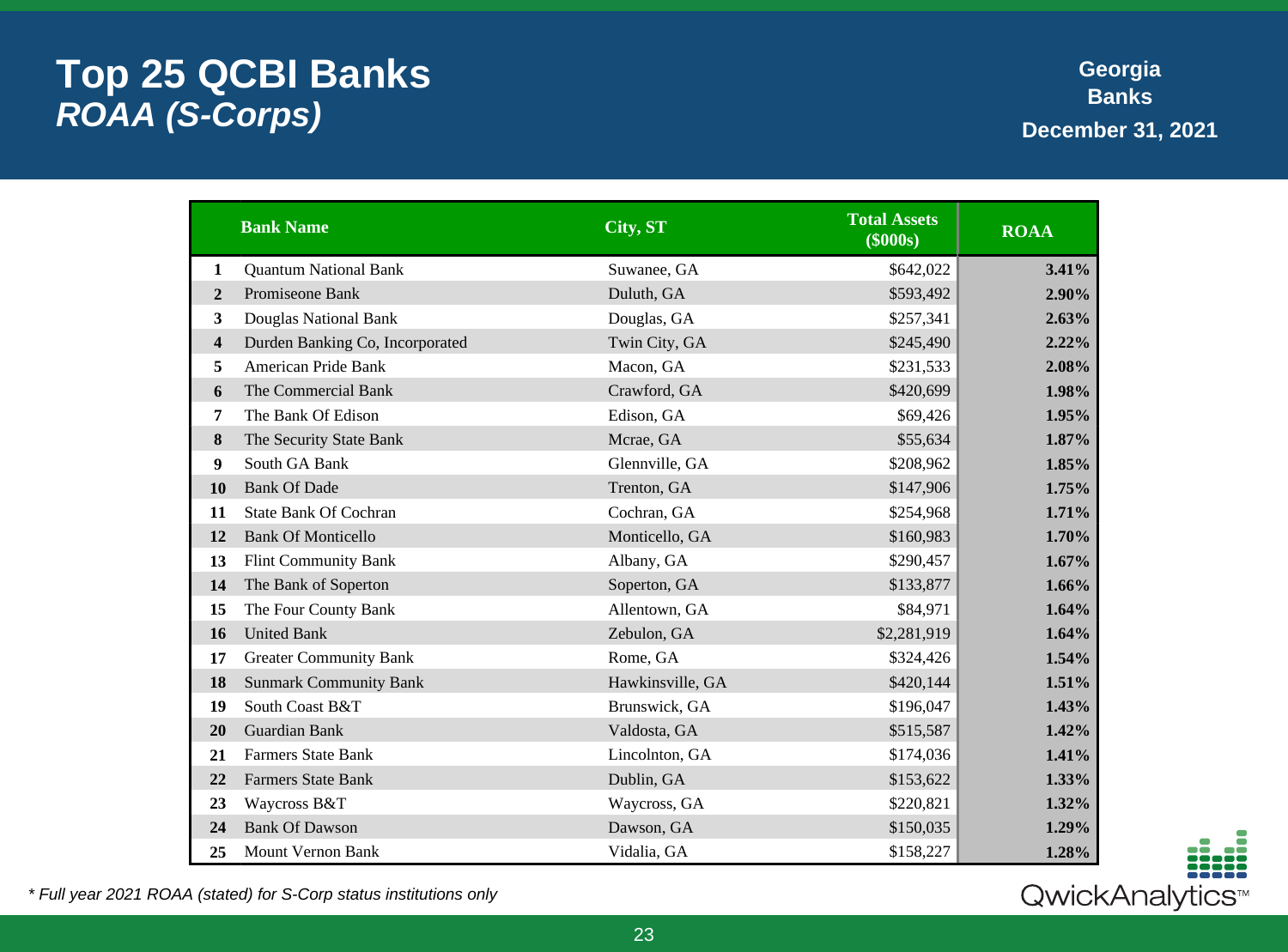# Top 25 QCBI Banks
## *ROAA (S-Corps)*

**Georgia Banks**
**December 31, 2021**

| | Bank Name | City, ST | Total Assets ($000s) | ROAA |
|---|---|---|---|---|
| 1 | Quantum National Bank | Suwanee, GA | $642,022 | 3.41% |
| 2 | Promiseone Bank | Duluth, GA | $593,492 | 2.90% |
| 3 | Douglas National Bank | Douglas, GA | $257,341 | 2.63% |
| 4 | Durden Banking Co, Incorporated | Twin City, GA | $245,490 | 2.22% |
| 5 | American Pride Bank | Macon, GA | $231,533 | 2.08% |
| 6 | The Commercial Bank | Crawford, GA | $420,699 | 1.98% |
| 7 | The Bank Of Edison | Edison, GA | $69,426 | 1.95% |
| 8 | The Security State Bank | Mcrae, GA | $55,634 | 1.87% |
| 9 | South GA Bank | Glennville, GA | $208,962 | 1.85% |
| 10 | Bank Of Dade | Trenton, GA | $147,906 | 1.75% |
| 11 | State Bank Of Cochran | Cochran, GA | $254,968 | 1.71% |
| 12 | Bank Of Monticello | Monticello, GA | $160,983 | 1.70% |
| 13 | Flint Community Bank | Albany, GA | $290,457 | 1.67% |
| 14 | The Bank of Soperton | Soperton, GA | $133,877 | 1.66% |
| 15 | The Four County Bank | Allentown, GA | $84,971 | 1.64% |
| 16 | United Bank | Zebulon, GA | $2,281,919 | 1.64% |
| 17 | Greater Community Bank | Rome, GA | $324,426 | 1.54% |
| 18 | Sunmark Community Bank | Hawkinsville, GA | $420,144 | 1.51% |
| 19 | South Coast B&T | Brunswick, GA | $196,047 | 1.43% |
| 20 | Guardian Bank | Valdosta, GA | $515,587 | 1.42% |
| 21 | Farmers State Bank | Lincolnton, GA | $174,036 | 1.41% |
| 22 | Farmers State Bank | Dublin, GA | $153,622 | 1.33% |
| 23 | Waycross B&T | Waycross, GA | $220,821 | 1.32% |
| 24 | Bank Of Dawson | Dawson, GA | $150,035 | 1.29% |
| 25 | Mount Vernon Bank | Vidalia, GA | $158,227 | 1.28% |

*\* Full year 2021 ROAA (stated) for S-Corp status institutions only*

QwickAnalytics™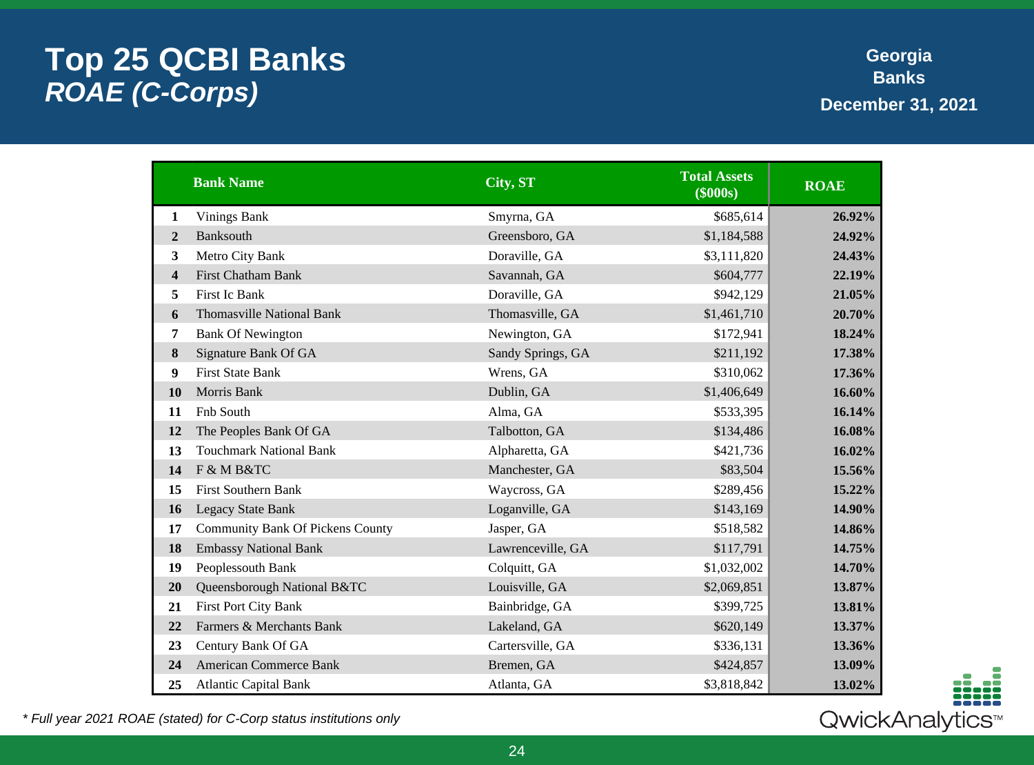# Top 25 QCBI Banks
## *ROAE (C-Corps)*

**Georgia Banks**
**December 31, 2021**

| | Bank Name | City, ST | Total Assets ($000s) | ROAE |
|---|---|---|---|---|
| 1 | Vinings Bank | Smyrna, GA | $685,614 | 26.92% |
| 2 | Banksouth | Greensboro, GA | $1,184,588 | 24.92% |
| 3 | Metro City Bank | Doraville, GA | $3,111,820 | 24.43% |
| 4 | First Chatham Bank | Savannah, GA | $604,777 | 22.19% |
| 5 | First Ic Bank | Doraville, GA | $942,129 | 21.05% |
| 6 | Thomasville National Bank | Thomasville, GA | $1,461,710 | 20.70% |
| 7 | Bank Of Newington | Newington, GA | $172,941 | 18.24% |
| 8 | Signature Bank Of GA | Sandy Springs, GA | $211,192 | 17.38% |
| 9 | First State Bank | Wrens, GA | $310,062 | 17.36% |
| 10 | Morris Bank | Dublin, GA | $1,406,649 | 16.60% |
| 11 | Fnb South | Alma, GA | $533,395 | 16.14% |
| 12 | The Peoples Bank Of GA | Talbotton, GA | $134,486 | 16.08% |
| 13 | Touchmark National Bank | Alpharetta, GA | $421,736 | 16.02% |
| 14 | F & M B&TC | Manchester, GA | $83,504 | 15.56% |
| 15 | First Southern Bank | Waycross, GA | $289,456 | 15.22% |
| 16 | Legacy State Bank | Loganville, GA | $143,169 | 14.90% |
| 17 | Community Bank Of Pickens County | Jasper, GA | $518,582 | 14.86% |
| 18 | Embassy National Bank | Lawrenceville, GA | $117,791 | 14.75% |
| 19 | Peoplessouth Bank | Colquitt, GA | $1,032,002 | 14.70% |
| 20 | Queensborough National B&TC | Louisville, GA | $2,069,851 | 13.87% |
| 21 | First Port City Bank | Bainbridge, GA | $399,725 | 13.81% |
| 22 | Farmers & Merchants Bank | Lakeland, GA | $620,149 | 13.37% |
| 23 | Century Bank Of GA | Cartersville, GA | $336,131 | 13.36% |
| 24 | American Commerce Bank | Bremen, GA | $424,857 | 13.09% |
| 25 | Atlantic Capital Bank | Atlanta, GA | $3,818,842 | 13.02% |

*\* Full year 2021 ROAE (stated) for C-Corp status institutions only*

QwickAnalytics™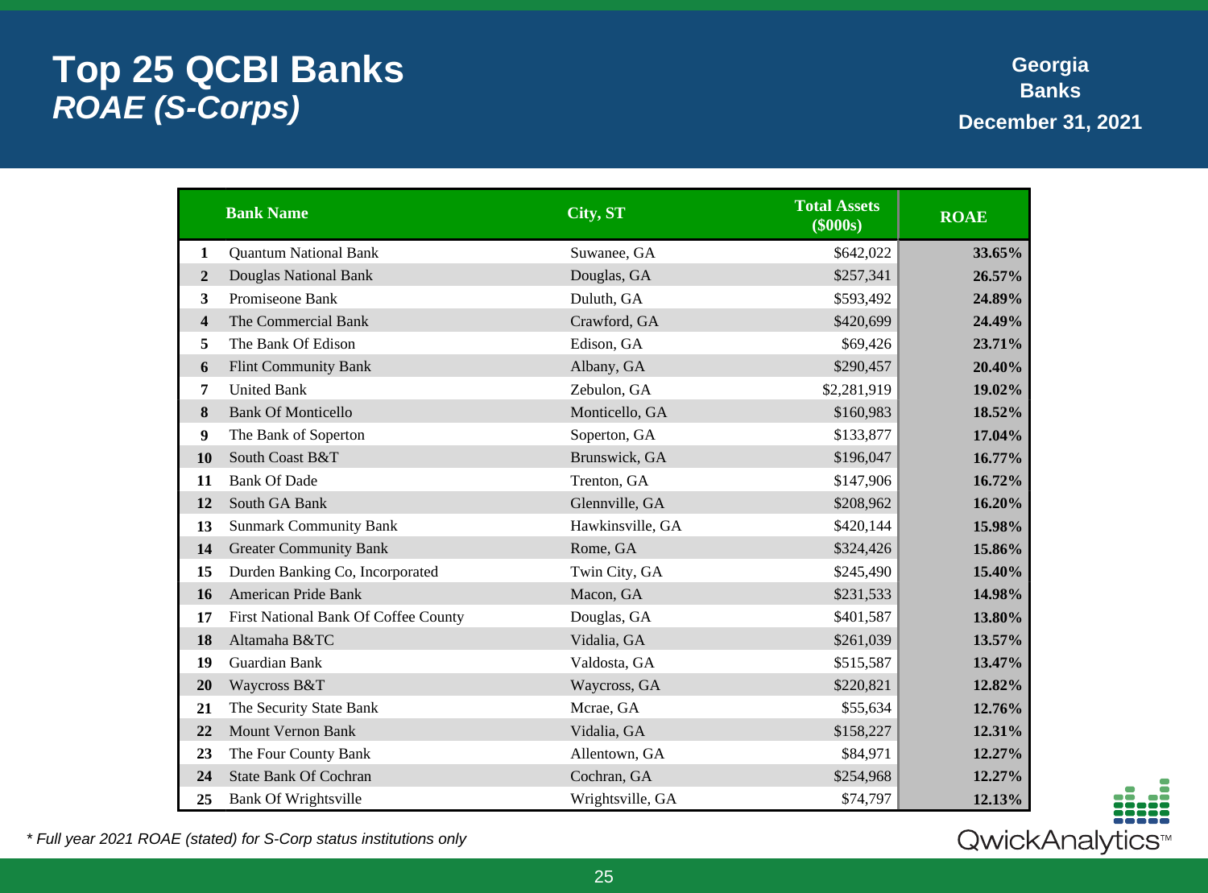# Top 25 QCBI Banks
## *ROAE (S-Corps)*

**Georgia Banks**
**December 31, 2021**

| | Bank Name | City, ST | Total Assets ($000s) | ROAE |
|---|---|---|---|---|
| 1 | Quantum National Bank | Suwanee, GA | $642,022 | 33.65% |
| 2 | Douglas National Bank | Douglas, GA | $257,341 | 26.57% |
| 3 | Promiseone Bank | Duluth, GA | $593,492 | 24.89% |
| 4 | The Commercial Bank | Crawford, GA | $420,699 | 24.49% |
| 5 | The Bank Of Edison | Edison, GA | $69,426 | 23.71% |
| 6 | Flint Community Bank | Albany, GA | $290,457 | 20.40% |
| 7 | United Bank | Zebulon, GA | $2,281,919 | 19.02% |
| 8 | Bank Of Monticello | Monticello, GA | $160,983 | 18.52% |
| 9 | The Bank of Soperton | Soperton, GA | $133,877 | 17.04% |
| 10 | South Coast B&T | Brunswick, GA | $196,047 | 16.77% |
| 11 | Bank Of Dade | Trenton, GA | $147,906 | 16.72% |
| 12 | South GA Bank | Glennville, GA | $208,962 | 16.20% |
| 13 | Sunmark Community Bank | Hawkinsville, GA | $420,144 | 15.98% |
| 14 | Greater Community Bank | Rome, GA | $324,426 | 15.86% |
| 15 | Durden Banking Co, Incorporated | Twin City, GA | $245,490 | 15.40% |
| 16 | American Pride Bank | Macon, GA | $231,533 | 14.98% |
| 17 | First National Bank Of Coffee County | Douglas, GA | $401,587 | 13.80% |
| 18 | Altamaha B&TC | Vidalia, GA | $261,039 | 13.57% |
| 19 | Guardian Bank | Valdosta, GA | $515,587 | 13.47% |
| 20 | Waycross B&T | Waycross, GA | $220,821 | 12.82% |
| 21 | The Security State Bank | Mcrae, GA | $55,634 | 12.76% |
| 22 | Mount Vernon Bank | Vidalia, GA | $158,227 | 12.31% |
| 23 | The Four County Bank | Allentown, GA | $84,971 | 12.27% |
| 24 | State Bank Of Cochran | Cochran, GA | $254,968 | 12.27% |
| 25 | Bank Of Wrightsville | Wrightsville, GA | $74,797 | 12.13% |

*\* Full year 2021 ROAE (stated) for S-Corp status institutions only*

QwickAnalytics™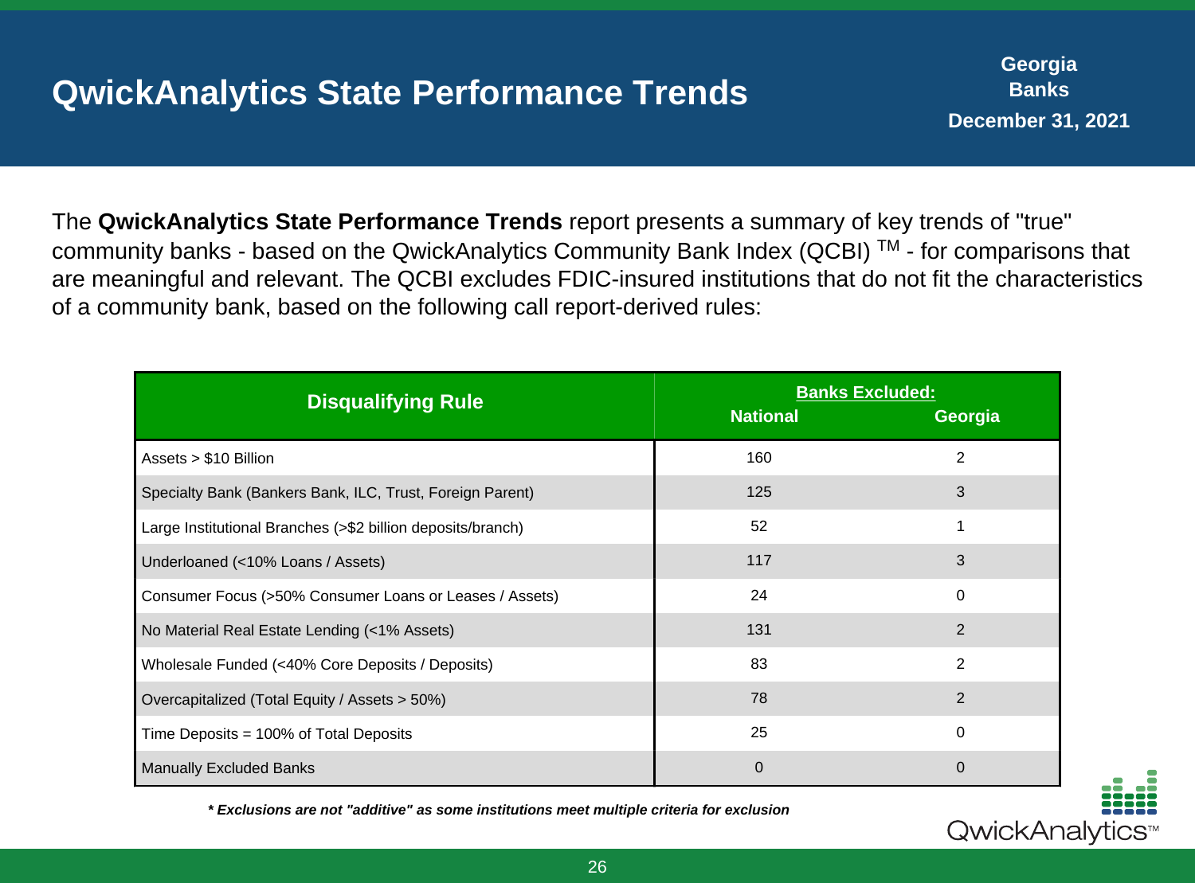# QwickAnalytics State Performance Trends

**Georgia**
**Banks**
**December 31, 2021**

The **QwickAnalytics State Performance Trends** report presents a summary of key trends of "true" community banks - based on the QwickAnalytics Community Bank Index (QCBI) TM - for comparisons that are meaningful and relevant. The QCBI excludes FDIC-insured institutions that do not fit the characteristics of a community bank, based on the following call report-derived rules:

| Disqualifying Rule | Banks Excluded: | |
|---|---|---|
| | National | Georgia |
| Assets > $10 Billion | 160 | 2 |
| Specialty Bank (Bankers Bank, ILC, Trust, Foreign Parent) | 125 | 3 |
| Large Institutional Branches (>$2 billion deposits/branch) | 52 | 1 |
| Underloaned (<10% Loans / Assets) | 117 | 3 |
| Consumer Focus (>50% Consumer Loans or Leases / Assets) | 24 | 0 |
| No Material Real Estate Lending (<1% Assets) | 131 | 2 |
| Wholesale Funded (<40% Core Deposits / Deposits) | 83 | 2 |
| Overcapitalized (Total Equity / Assets > 50%) | 78 | 2 |
| Time Deposits = 100% of Total Deposits | 25 | 0 |
| Manually Excluded Banks | 0 | 0 |

***Exclusions are not "additive" as some institutions meet multiple criteria for exclusion***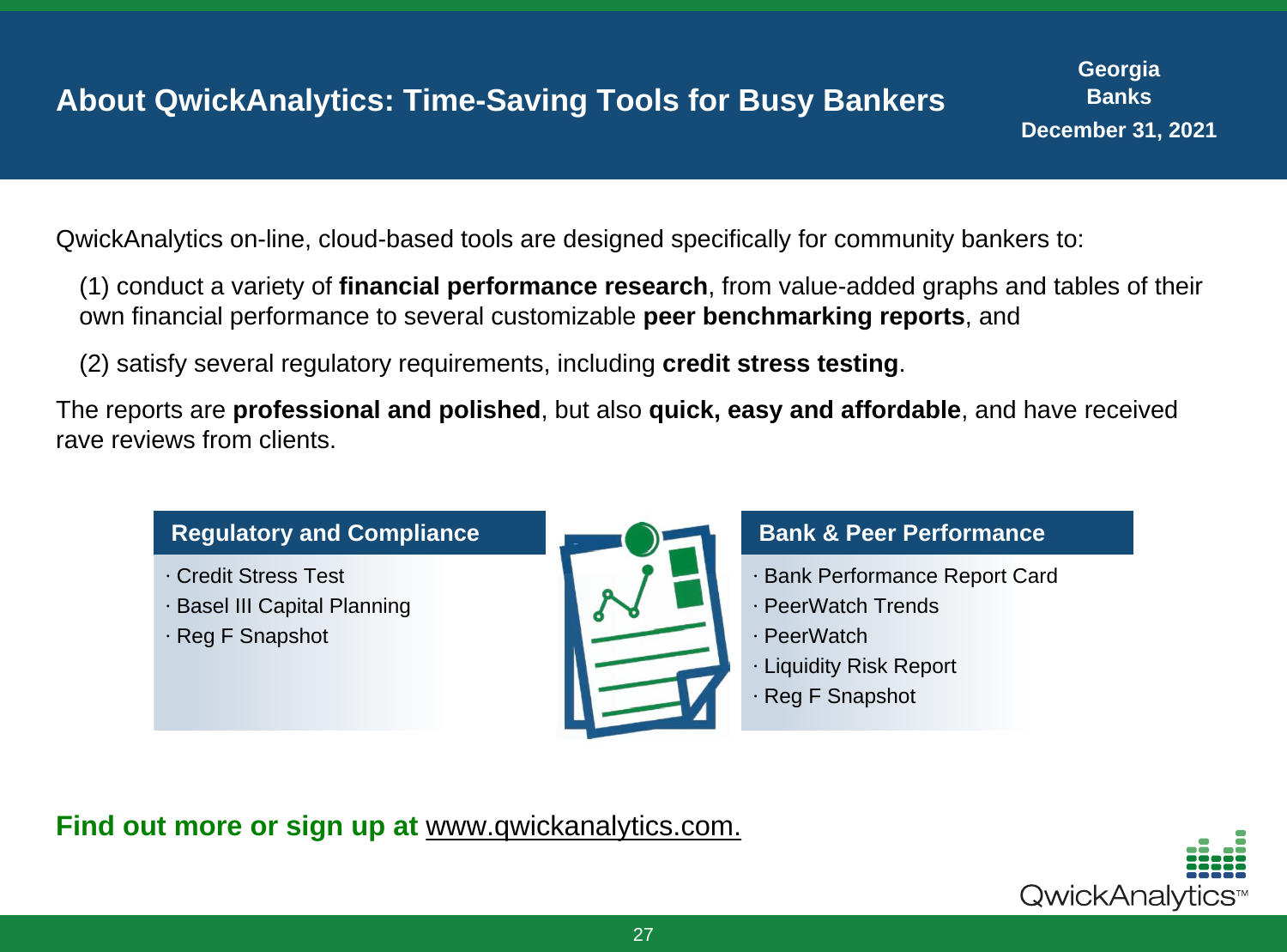# About QwickAnalytics: Time-Saving Tools for Busy Bankers

**Georgia Banks**
**December 31, 2021**

QwickAnalytics on-line, cloud-based tools are designed specifically for community bankers to:

(1) conduct a variety of **financial performance research**, from value-added graphs and tables of their own financial performance to several customizable **peer benchmarking reports**, and

(2) satisfy several regulatory requirements, including **credit stress testing**.

The reports are **professional and polished**, but also **quick, easy and affordable**, and have received rave reviews from clients.

### Regulatory and Compliance

- Credit Stress Test
- Basel III Capital Planning
- Reg F Snapshot

### Bank & Peer Performance

- Bank Performance Report Card
- PeerWatch Trends
- PeerWatch
- Liquidity Risk Report
- Reg F Snapshot

**Find out more or sign up at** www.qwickanalytics.com.

QwickAnalytics™